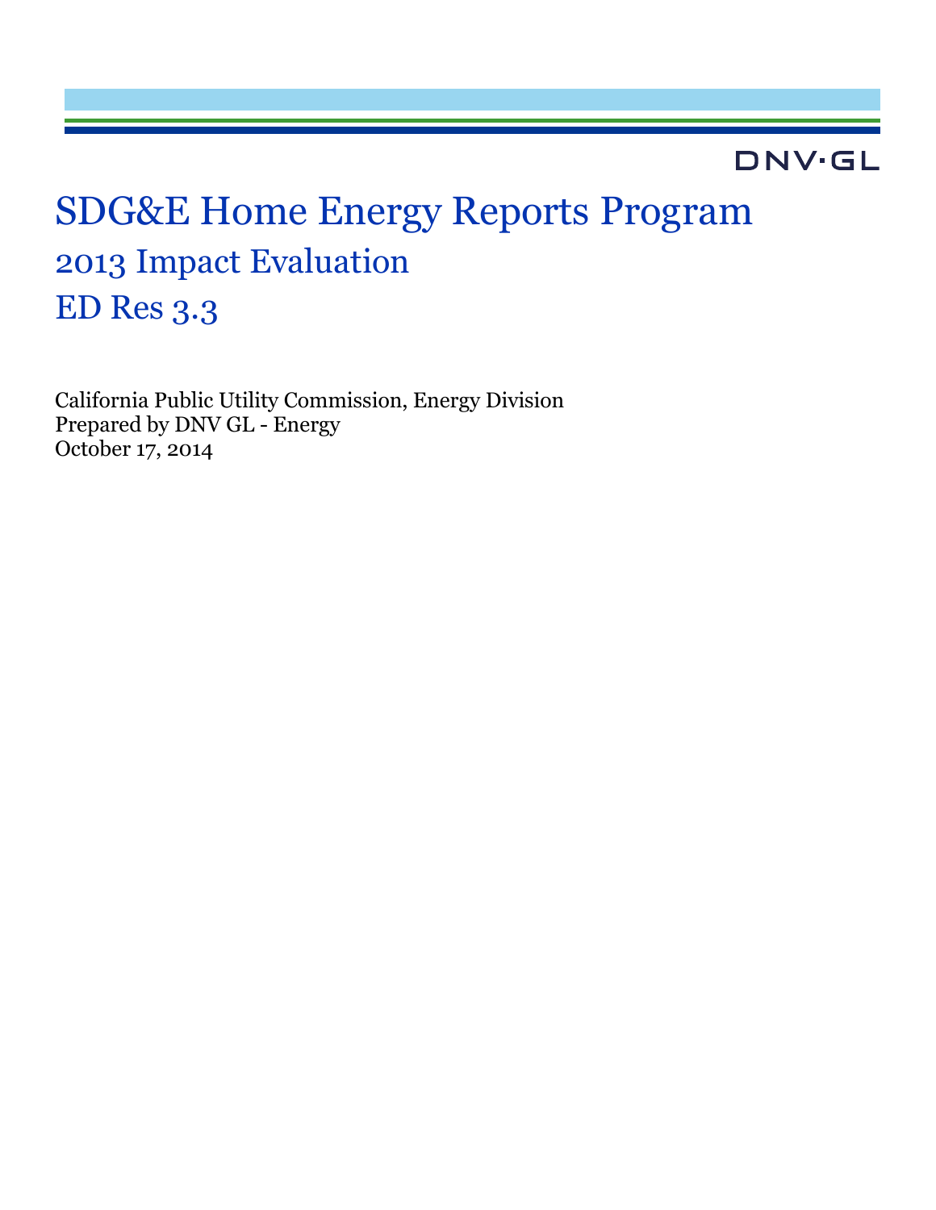DNV·GL

# SDG&E Home Energy Reports Program

## 2013 Impact Evaluation

## ED Res 3.3

California Public Utility Commission, Energy Division
Prepared by DNV GL - Energy
October 17, 2014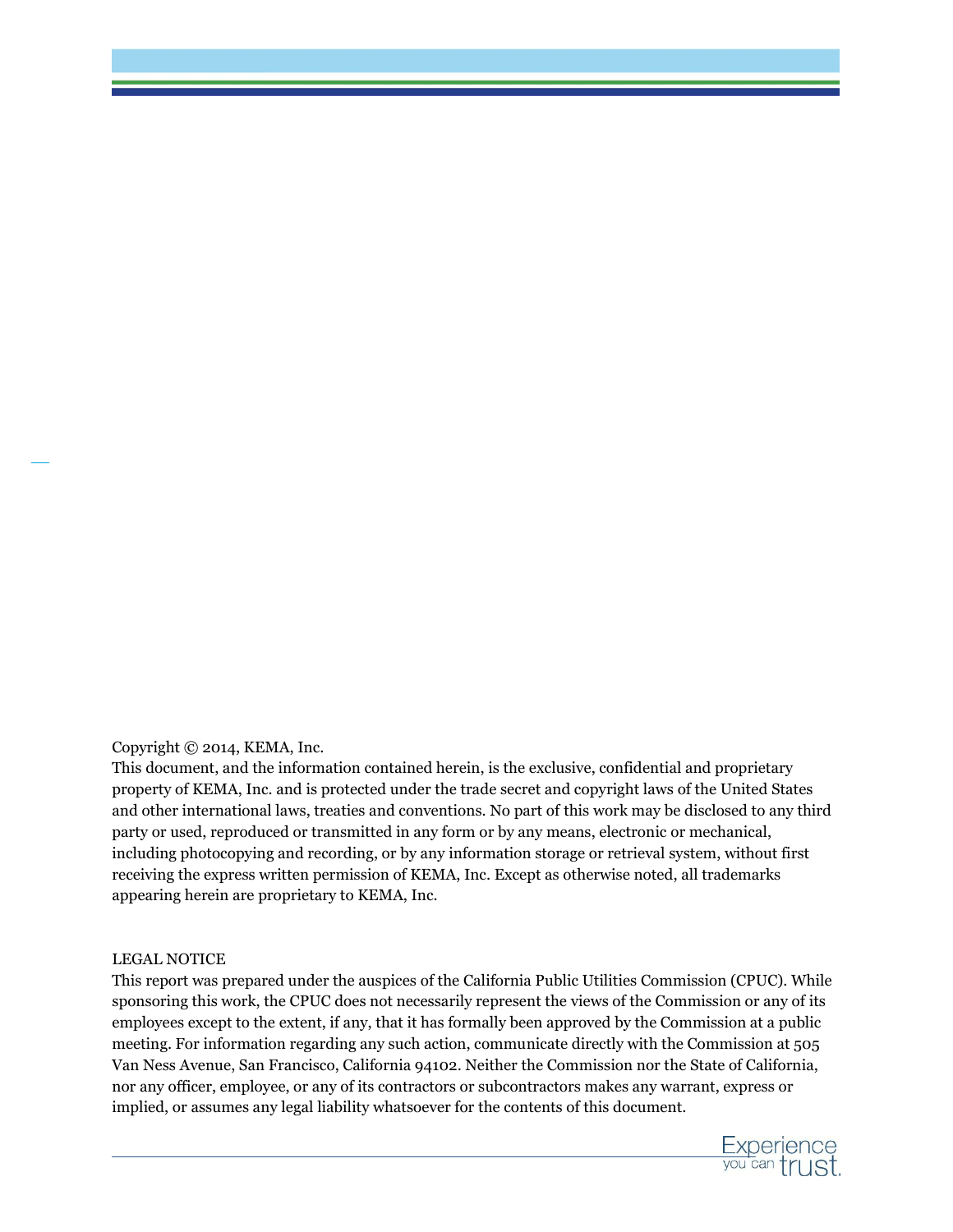Copyright © 2014, KEMA, Inc.

This document, and the information contained herein, is the exclusive, confidential and proprietary property of KEMA, Inc. and is protected under the trade secret and copyright laws of the United States and other international laws, treaties and conventions. No part of this work may be disclosed to any third party or used, reproduced or transmitted in any form or by any means, electronic or mechanical, including photocopying and recording, or by any information storage or retrieval system, without first receiving the express written permission of KEMA, Inc. Except as otherwise noted, all trademarks appearing herein are proprietary to KEMA, Inc.

LEGAL NOTICE

This report was prepared under the auspices of the California Public Utilities Commission (CPUC). While sponsoring this work, the CPUC does not necessarily represent the views of the Commission or any of its employees except to the extent, if any, that it has formally been approved by the Commission at a public meeting. For information regarding any such action, communicate directly with the Commission at 505 Van Ness Avenue, San Francisco, California 94102. Neither the Commission nor the State of California, nor any officer, employee, or any of its contractors or subcontractors makes any warrant, express or implied, or assumes any legal liability whatsoever for the contents of this document.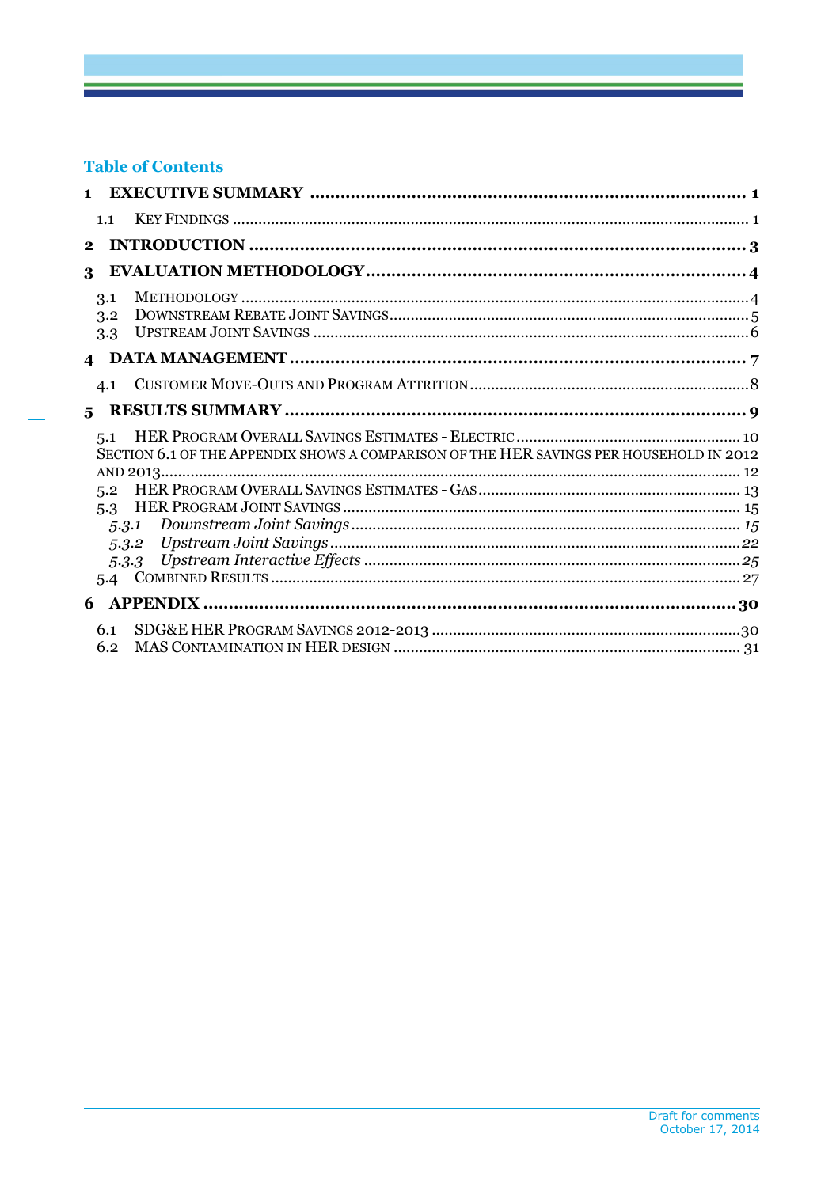## Table of Contents

1 EXECUTIVE SUMMARY ........................................................................ 1

   1.1 KEY FINDINGS ........................................................................ 1

2 INTRODUCTION ........................................................................ 3

3 EVALUATION METHODOLOGY ........................................................................ 4

   3.1 METHODOLOGY ........................................................................ 4
   3.2 DOWNSTREAM REBATE JOINT SAVINGS ........................................................................ 5
   3.3 UPSTREAM JOINT SAVINGS ........................................................................ 6

4 DATA MANAGEMENT ........................................................................ 7

   4.1 CUSTOMER MOVE-OUTS AND PROGRAM ATTRITION ........................................................................ 8

5 RESULTS SUMMARY ........................................................................ 9

   5.1 HER PROGRAM OVERALL SAVINGS ESTIMATES - ELECTRIC ........................................................................ 10
   SECTION 6.1 OF THE APPENDIX SHOWS A COMPARISON OF THE HER SAVINGS PER HOUSEHOLD IN 2012 AND 2013 ........................................................................ 12
   5.2 HER PROGRAM OVERALL SAVINGS ESTIMATES - GAS ........................................................................ 13
   5.3 HER PROGRAM JOINT SAVINGS ........................................................................ 15
      *5.3.1 Downstream Joint Savings* ........................................................................ *15*
      *5.3.2 Upstream Joint Savings* ........................................................................ *22*
      *5.3.3 Upstream Interactive Effects* ........................................................................ *25*
   5.4 COMBINED RESULTS ........................................................................ 27

6 APPENDIX ........................................................................ 30

   6.1 SDG&E HER PROGRAM SAVINGS 2012-2013 ........................................................................ 30
   6.2 MAS CONTAMINATION IN HER DESIGN ........................................................................ 31

Draft for comments
October 17, 2014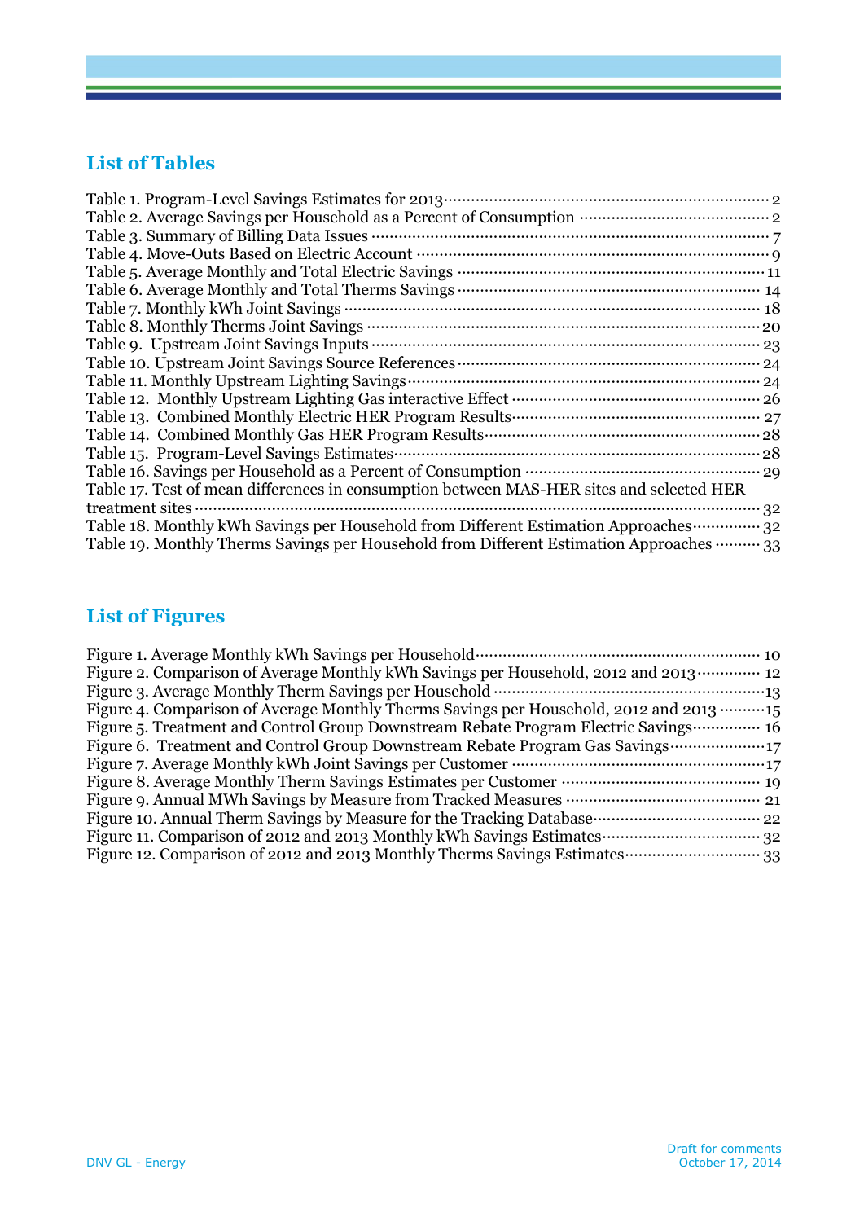## List of Tables

Table 1. Program-Level Savings Estimates for 2013 ..... 2
Table 2. Average Savings per Household as a Percent of Consumption ..... 2
Table 3. Summary of Billing Data Issues ..... 7
Table 4. Move-Outs Based on Electric Account ..... 9
Table 5. Average Monthly and Total Electric Savings ..... 11
Table 6. Average Monthly and Total Therms Savings ..... 14
Table 7. Monthly kWh Joint Savings ..... 18
Table 8. Monthly Therms Joint Savings ..... 20
Table 9. Upstream Joint Savings Inputs ..... 23
Table 10. Upstream Joint Savings Source References ..... 24
Table 11. Monthly Upstream Lighting Savings ..... 24
Table 12. Monthly Upstream Lighting Gas interactive Effect ..... 26
Table 13. Combined Monthly Electric HER Program Results ..... 27
Table 14. Combined Monthly Gas HER Program Results ..... 28
Table 15. Program-Level Savings Estimates ..... 28
Table 16. Savings per Household as a Percent of Consumption ..... 29
Table 17. Test of mean differences in consumption between MAS-HER sites and selected HER treatment sites ..... 32
Table 18. Monthly kWh Savings per Household from Different Estimation Approaches ..... 32
Table 19. Monthly Therms Savings per Household from Different Estimation Approaches ..... 33

## List of Figures

Figure 1. Average Monthly kWh Savings per Household ..... 10
Figure 2. Comparison of Average Monthly kWh Savings per Household, 2012 and 2013 ..... 12
Figure 3. Average Monthly Therm Savings per Household ..... 13
Figure 4. Comparison of Average Monthly Therms Savings per Household, 2012 and 2013 ..... 15
Figure 5. Treatment and Control Group Downstream Rebate Program Electric Savings ..... 16
Figure 6. Treatment and Control Group Downstream Rebate Program Gas Savings ..... 17
Figure 7. Average Monthly kWh Joint Savings per Customer ..... 17
Figure 8. Average Monthly Therm Savings Estimates per Customer ..... 19
Figure 9. Annual MWh Savings by Measure from Tracked Measures ..... 21
Figure 10. Annual Therm Savings by Measure for the Tracking Database ..... 22
Figure 11. Comparison of 2012 and 2013 Monthly kWh Savings Estimates ..... 32
Figure 12. Comparison of 2012 and 2013 Monthly Therms Savings Estimates ..... 33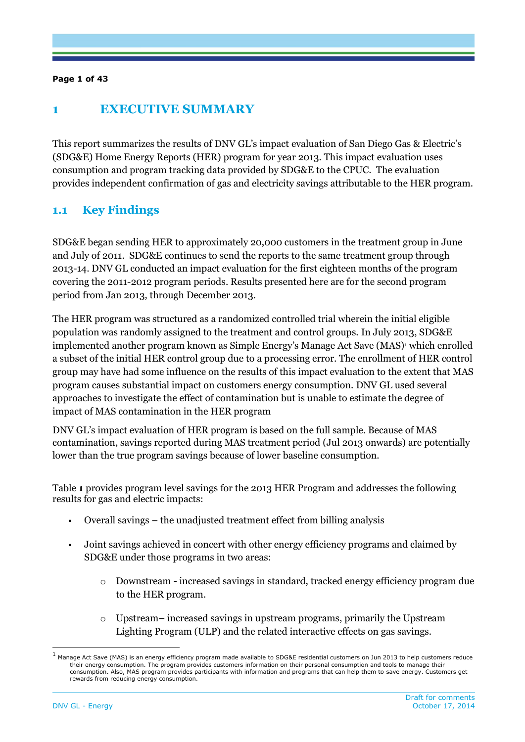# 1 EXECUTIVE SUMMARY

This report summarizes the results of DNV GL's impact evaluation of San Diego Gas & Electric's (SDG&E) Home Energy Reports (HER) program for year 2013. This impact evaluation uses consumption and program tracking data provided by SDG&E to the CPUC. The evaluation provides independent confirmation of gas and electricity savings attributable to the HER program.

## 1.1 Key Findings

SDG&E began sending HER to approximately 20,000 customers in the treatment group in June and July of 2011. SDG&E continues to send the reports to the same treatment group through 2013-14. DNV GL conducted an impact evaluation for the first eighteen months of the program covering the 2011-2012 program periods. Results presented here are for the second program period from Jan 2013, through December 2013.

The HER program was structured as a randomized controlled trial wherein the initial eligible population was randomly assigned to the treatment and control groups. In July 2013, SDG&E implemented another program known as Simple Energy's Manage Act Save (MAS)[1] which enrolled a subset of the initial HER control group due to a processing error. The enrollment of HER control group may have had some influence on the results of this impact evaluation to the extent that MAS program causes substantial impact on customers energy consumption. DNV GL used several approaches to investigate the effect of contamination but is unable to estimate the degree of impact of MAS contamination in the HER program

DNV GL's impact evaluation of HER program is based on the full sample. Because of MAS contamination, savings reported during MAS treatment period (Jul 2013 onwards) are potentially lower than the true program savings because of lower baseline consumption.

Table **1** provides program level savings for the 2013 HER Program and addresses the following results for gas and electric impacts:

- Overall savings – the unadjusted treatment effect from billing analysis
- Joint savings achieved in concert with other energy efficiency programs and claimed by SDG&E under those programs in two areas:
  - Downstream - increased savings in standard, tracked energy efficiency program due to the HER program.
  - Upstream– increased savings in upstream programs, primarily the Upstream Lighting Program (ULP) and the related interactive effects on gas savings.

[1] Manage Act Save (MAS) is an energy efficiency program made available to SDG&E residential customers on Jun 2013 to help customers reduce their energy consumption. The program provides customers information on their personal consumption and tools to manage their consumption. Also, MAS program provides participants with information and programs that can help them to save energy. Customers get rewards from reducing energy consumption.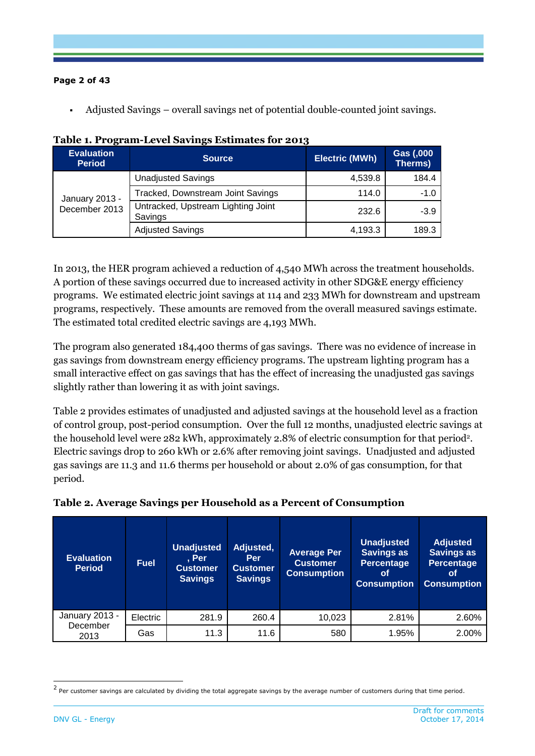- Adjusted Savings – overall savings net of potential double-counted joint savings.

**Table 1. Program-Level Savings Estimates for 2013**

| Evaluation Period | Source | Electric (MWh) | Gas (,000 Therms) |
|---|---|---|---|
| January 2013 - December 2013 | Unadjusted Savings | 4,539.8 | 184.4 |
| | Tracked, Downstream Joint Savings | 114.0 | -1.0 |
| | Untracked, Upstream Lighting Joint Savings | 232.6 | -3.9 |
| | Adjusted Savings | 4,193.3 | 189.3 |

In 2013, the HER program achieved a reduction of 4,540 MWh across the treatment households. A portion of these savings occurred due to increased activity in other SDG&E energy efficiency programs. We estimated electric joint savings at 114 and 233 MWh for downstream and upstream programs, respectively. These amounts are removed from the overall measured savings estimate. The estimated total credited electric savings are 4,193 MWh.

The program also generated 184,400 therms of gas savings. There was no evidence of increase in gas savings from downstream energy efficiency programs. The upstream lighting program has a small interactive effect on gas savings that has the effect of increasing the unadjusted gas savings slightly rather than lowering it as with joint savings.

Table 2 provides estimates of unadjusted and adjusted savings at the household level as a fraction of control group, post-period consumption. Over the full 12 months, unadjusted electric savings at the household level were 282 kWh, approximately 2.8% of electric consumption for that period[2]. Electric savings drop to 260 kWh or 2.6% after removing joint savings. Unadjusted and adjusted gas savings are 11.3 and 11.6 therms per household or about 2.0% of gas consumption, for that period.

**Table 2. Average Savings per Household as a Percent of Consumption**

| Evaluation Period | Fuel | Unadjusted, Per Customer Savings | Adjusted, Per Customer Savings | Average Per Customer Consumption | Unadjusted Savings as Percentage of Consumption | Adjusted Savings as Percentage of Consumption |
|---|---|---|---|---|---|---|
| January 2013 - December 2013 | Electric | 281.9 | 260.4 | 10,023 | 2.81% | 2.60% |
| | Gas | 11.3 | 11.6 | 580 | 1.95% | 2.00% |

[2] Per customer savings are calculated by dividing the total aggregate savings by the average number of customers during that time period.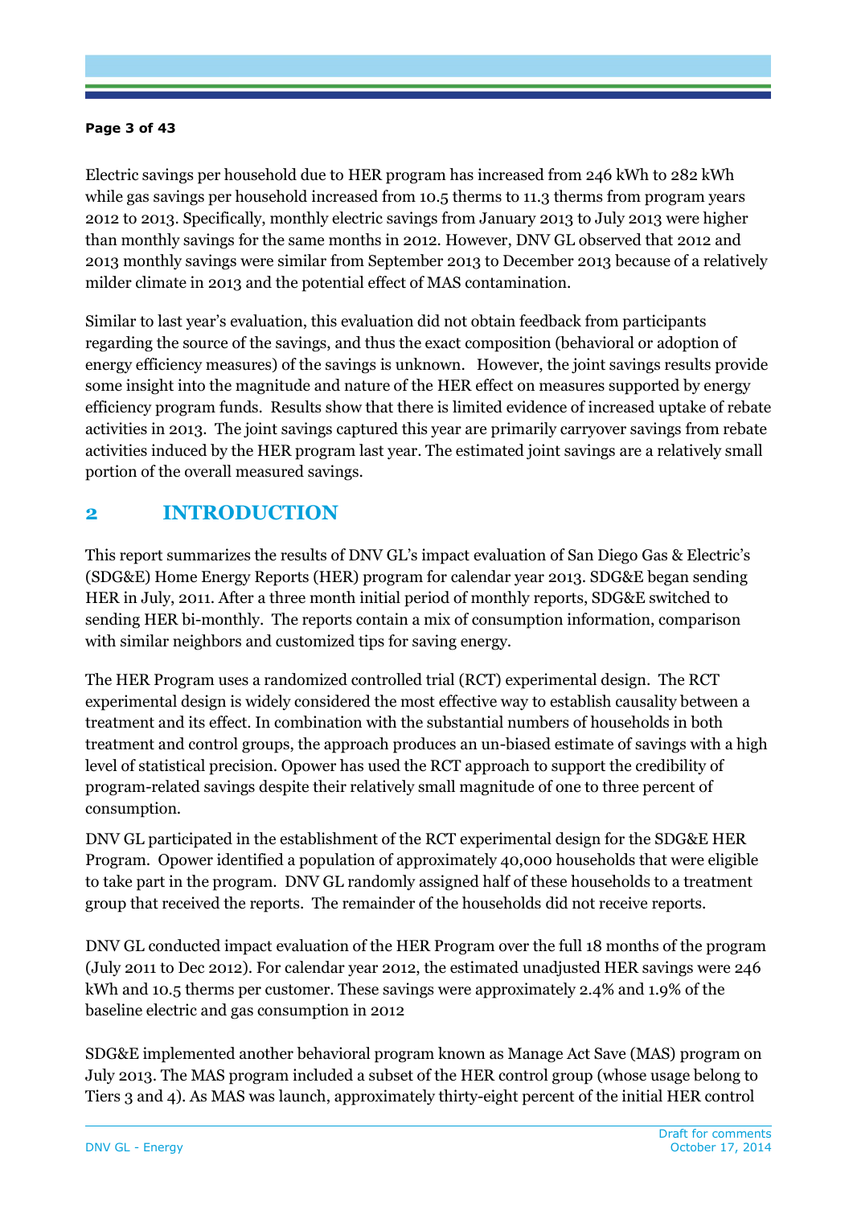Electric savings per household due to HER program has increased from 246 kWh to 282 kWh while gas savings per household increased from 10.5 therms to 11.3 therms from program years 2012 to 2013. Specifically, monthly electric savings from January 2013 to July 2013 were higher than monthly savings for the same months in 2012. However, DNV GL observed that 2012 and 2013 monthly savings were similar from September 2013 to December 2013 because of a relatively milder climate in 2013 and the potential effect of MAS contamination.

Similar to last year's evaluation, this evaluation did not obtain feedback from participants regarding the source of the savings, and thus the exact composition (behavioral or adoption of energy efficiency measures) of the savings is unknown. However, the joint savings results provide some insight into the magnitude and nature of the HER effect on measures supported by energy efficiency program funds. Results show that there is limited evidence of increased uptake of rebate activities in 2013. The joint savings captured this year are primarily carryover savings from rebate activities induced by the HER program last year. The estimated joint savings are a relatively small portion of the overall measured savings.

# 2 INTRODUCTION

This report summarizes the results of DNV GL's impact evaluation of San Diego Gas & Electric's (SDG&E) Home Energy Reports (HER) program for calendar year 2013. SDG&E began sending HER in July, 2011. After a three month initial period of monthly reports, SDG&E switched to sending HER bi-monthly. The reports contain a mix of consumption information, comparison with similar neighbors and customized tips for saving energy.

The HER Program uses a randomized controlled trial (RCT) experimental design. The RCT experimental design is widely considered the most effective way to establish causality between a treatment and its effect. In combination with the substantial numbers of households in both treatment and control groups, the approach produces an un-biased estimate of savings with a high level of statistical precision. Opower has used the RCT approach to support the credibility of program-related savings despite their relatively small magnitude of one to three percent of consumption.

DNV GL participated in the establishment of the RCT experimental design for the SDG&E HER Program. Opower identified a population of approximately 40,000 households that were eligible to take part in the program. DNV GL randomly assigned half of these households to a treatment group that received the reports. The remainder of the households did not receive reports.

DNV GL conducted impact evaluation of the HER Program over the full 18 months of the program (July 2011 to Dec 2012). For calendar year 2012, the estimated unadjusted HER savings were 246 kWh and 10.5 therms per customer. These savings were approximately 2.4% and 1.9% of the baseline electric and gas consumption in 2012

SDG&E implemented another behavioral program known as Manage Act Save (MAS) program on July 2013. The MAS program included a subset of the HER control group (whose usage belong to Tiers 3 and 4). As MAS was launch, approximately thirty-eight percent of the initial HER control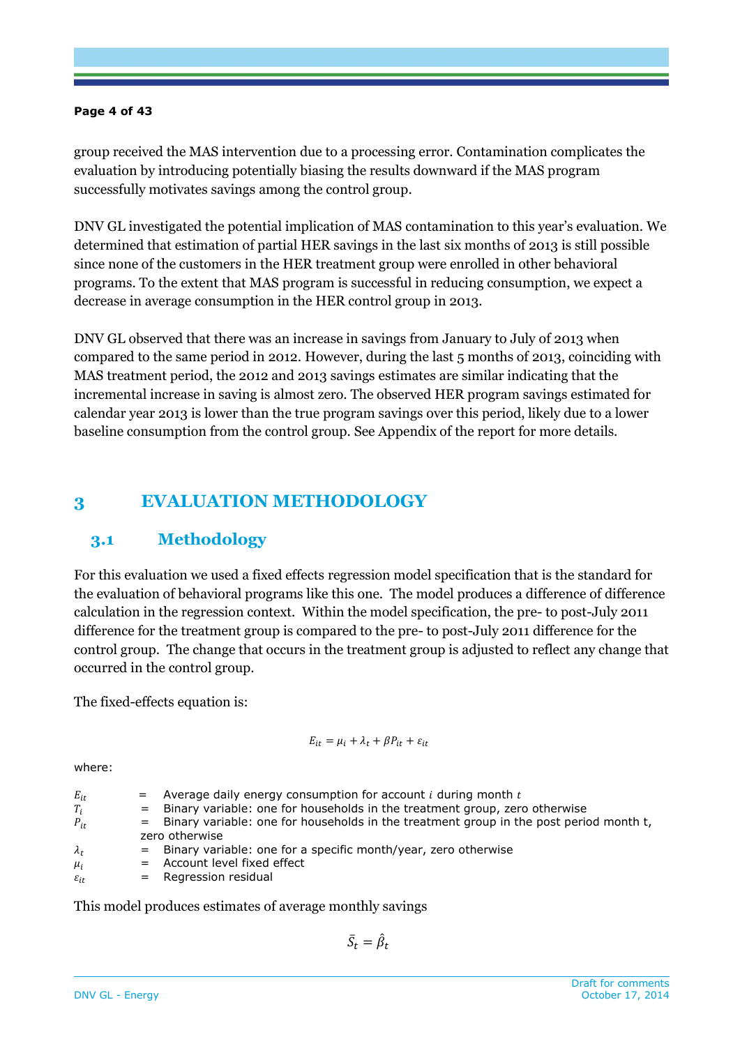group received the MAS intervention due to a processing error. Contamination complicates the evaluation by introducing potentially biasing the results downward if the MAS program successfully motivates savings among the control group.

DNV GL investigated the potential implication of MAS contamination to this year's evaluation. We determined that estimation of partial HER savings in the last six months of 2013 is still possible since none of the customers in the HER treatment group were enrolled in other behavioral programs. To the extent that MAS program is successful in reducing consumption, we expect a decrease in average consumption in the HER control group in 2013.

DNV GL observed that there was an increase in savings from January to July of 2013 when compared to the same period in 2012. However, during the last 5 months of 2013, coinciding with MAS treatment period, the 2012 and 2013 savings estimates are similar indicating that the incremental increase in saving is almost zero. The observed HER program savings estimated for calendar year 2013 is lower than the true program savings over this period, likely due to a lower baseline consumption from the control group. See Appendix of the report for more details.

# 3 EVALUATION METHODOLOGY

## 3.1 Methodology

For this evaluation we used a fixed effects regression model specification that is the standard for the evaluation of behavioral programs like this one. The model produces a difference of difference calculation in the regression context. Within the model specification, the pre- to post-July 2011 difference for the treatment group is compared to the pre- to post-July 2011 difference for the control group. The change that occurs in the treatment group is adjusted to reflect any change that occurred in the control group.

The fixed-effects equation is:

$$E_{it} = \mu_i + \lambda_t + \beta P_{it} + \varepsilon_{it}$$

where:

| | | |
|---|---|---|
| $E_{it}$ | = | Average daily energy consumption for account $i$ during month $t$ |
| $T_i$ | = | Binary variable: one for households in the treatment group, zero otherwise |
| $P_{it}$ | = | Binary variable: one for households in the treatment group in the post period month t, zero otherwise |
| $\lambda_t$ | = | Binary variable: one for a specific month/year, zero otherwise |
| $\mu_i$ | = | Account level fixed effect |
| $\varepsilon_{it}$ | = | Regression residual |

This model produces estimates of average monthly savings

$$\bar{S}_t = \hat{\beta}_t$$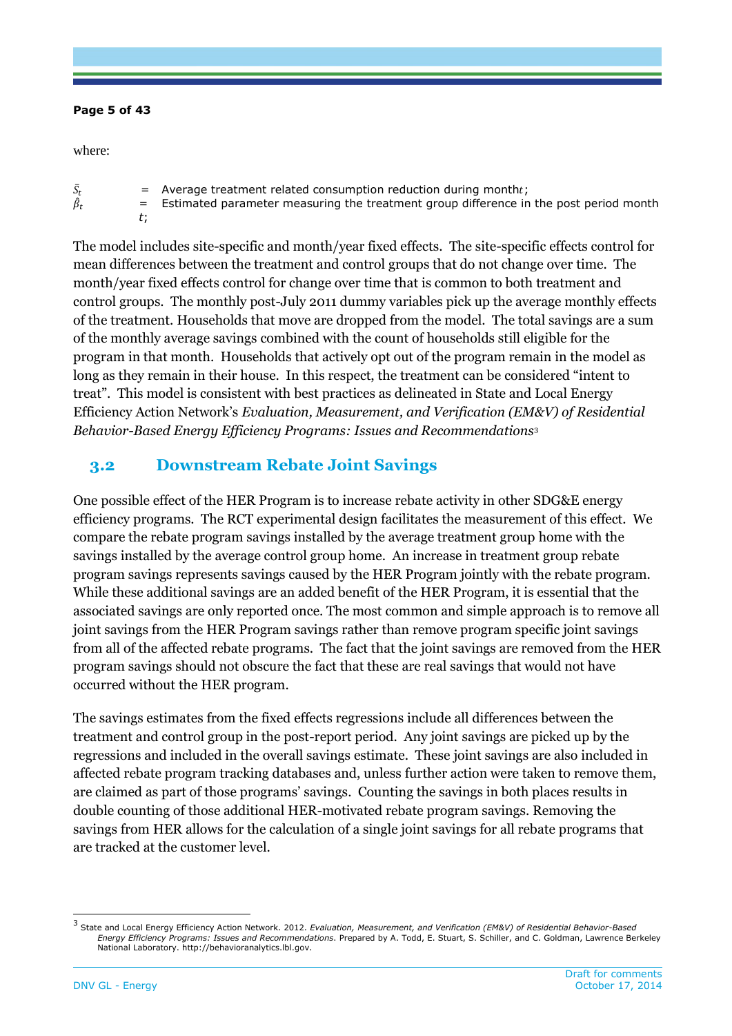where:

$\bar{S}_t$ = Average treatment related consumption reduction during month $t$;

$\hat{\beta}_t$ = Estimated parameter measuring the treatment group difference in the post period month $t$;

The model includes site-specific and month/year fixed effects. The site-specific effects control for mean differences between the treatment and control groups that do not change over time. The month/year fixed effects control for change over time that is common to both treatment and control groups. The monthly post-July 2011 dummy variables pick up the average monthly effects of the treatment. Households that move are dropped from the model. The total savings are a sum of the monthly average savings combined with the count of households still eligible for the program in that month. Households that actively opt out of the program remain in the model as long as they remain in their house. In this respect, the treatment can be considered "intent to treat". This model is consistent with best practices as delineated in State and Local Energy Efficiency Action Network's *Evaluation, Measurement, and Verification (EM&V) of Residential Behavior-Based Energy Efficiency Programs: Issues and Recommendations*[3]

## 3.2 Downstream Rebate Joint Savings

One possible effect of the HER Program is to increase rebate activity in other SDG&E energy efficiency programs. The RCT experimental design facilitates the measurement of this effect. We compare the rebate program savings installed by the average treatment group home with the savings installed by the average control group home. An increase in treatment group rebate program savings represents savings caused by the HER Program jointly with the rebate program. While these additional savings are an added benefit of the HER Program, it is essential that the associated savings are only reported once. The most common and simple approach is to remove all joint savings from the HER Program savings rather than remove program specific joint savings from all of the affected rebate programs. The fact that the joint savings are removed from the HER program savings should not obscure the fact that these are real savings that would not have occurred without the HER program.

The savings estimates from the fixed effects regressions include all differences between the treatment and control group in the post-report period. Any joint savings are picked up by the regressions and included in the overall savings estimate. These joint savings are also included in affected rebate program tracking databases and, unless further action were taken to remove them, are claimed as part of those programs' savings. Counting the savings in both places results in double counting of those additional HER-motivated rebate program savings. Removing the savings from HER allows for the calculation of a single joint savings for all rebate programs that are tracked at the customer level.

[3] State and Local Energy Efficiency Action Network. 2012. *Evaluation, Measurement, and Verification (EM&V) of Residential Behavior-Based Energy Efficiency Programs: Issues and Recommendations*. Prepared by A. Todd, E. Stuart, S. Schiller, and C. Goldman, Lawrence Berkeley National Laboratory. http://behavioranalytics.lbl.gov.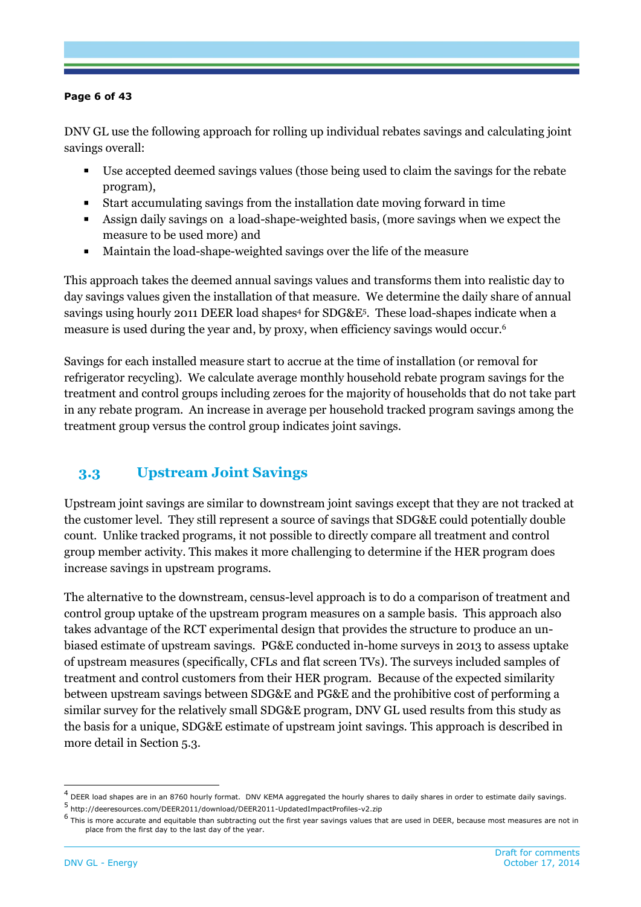DNV GL use the following approach for rolling up individual rebates savings and calculating joint savings overall:

- Use accepted deemed savings values (those being used to claim the savings for the rebate program),
- Start accumulating savings from the installation date moving forward in time
- Assign daily savings on a load-shape-weighted basis, (more savings when we expect the measure to be used more) and
- Maintain the load-shape-weighted savings over the life of the measure

This approach takes the deemed annual savings values and transforms them into realistic day to day savings values given the installation of that measure. We determine the daily share of annual savings using hourly 2011 DEER load shapes[4] for SDG&E[5]. These load-shapes indicate when a measure is used during the year and, by proxy, when efficiency savings would occur.[6]

Savings for each installed measure start to accrue at the time of installation (or removal for refrigerator recycling). We calculate average monthly household rebate program savings for the treatment and control groups including zeroes for the majority of households that do not take part in any rebate program. An increase in average per household tracked program savings among the treatment group versus the control group indicates joint savings.

## 3.3 Upstream Joint Savings

Upstream joint savings are similar to downstream joint savings except that they are not tracked at the customer level. They still represent a source of savings that SDG&E could potentially double count. Unlike tracked programs, it not possible to directly compare all treatment and control group member activity. This makes it more challenging to determine if the HER program does increase savings in upstream programs.

The alternative to the downstream, census-level approach is to do a comparison of treatment and control group uptake of the upstream program measures on a sample basis. This approach also takes advantage of the RCT experimental design that provides the structure to produce an un-biased estimate of upstream savings. PG&E conducted in-home surveys in 2013 to assess uptake of upstream measures (specifically, CFLs and flat screen TVs). The surveys included samples of treatment and control customers from their HER program. Because of the expected similarity between upstream savings between SDG&E and PG&E and the prohibitive cost of performing a similar survey for the relatively small SDG&E program, DNV GL used results from this study as the basis for a unique, SDG&E estimate of upstream joint savings. This approach is described in more detail in Section 5.3.

---

[4] DEER load shapes are in an 8760 hourly format. DNV KEMA aggregated the hourly shares to daily shares in order to estimate daily savings.

[5] http://deeresources.com/DEER2011/download/DEER2011-UpdatedImpactProfiles-v2.zip

[6] This is more accurate and equitable than subtracting out the first year savings values that are used in DEER, because most measures are not in place from the first day to the last day of the year.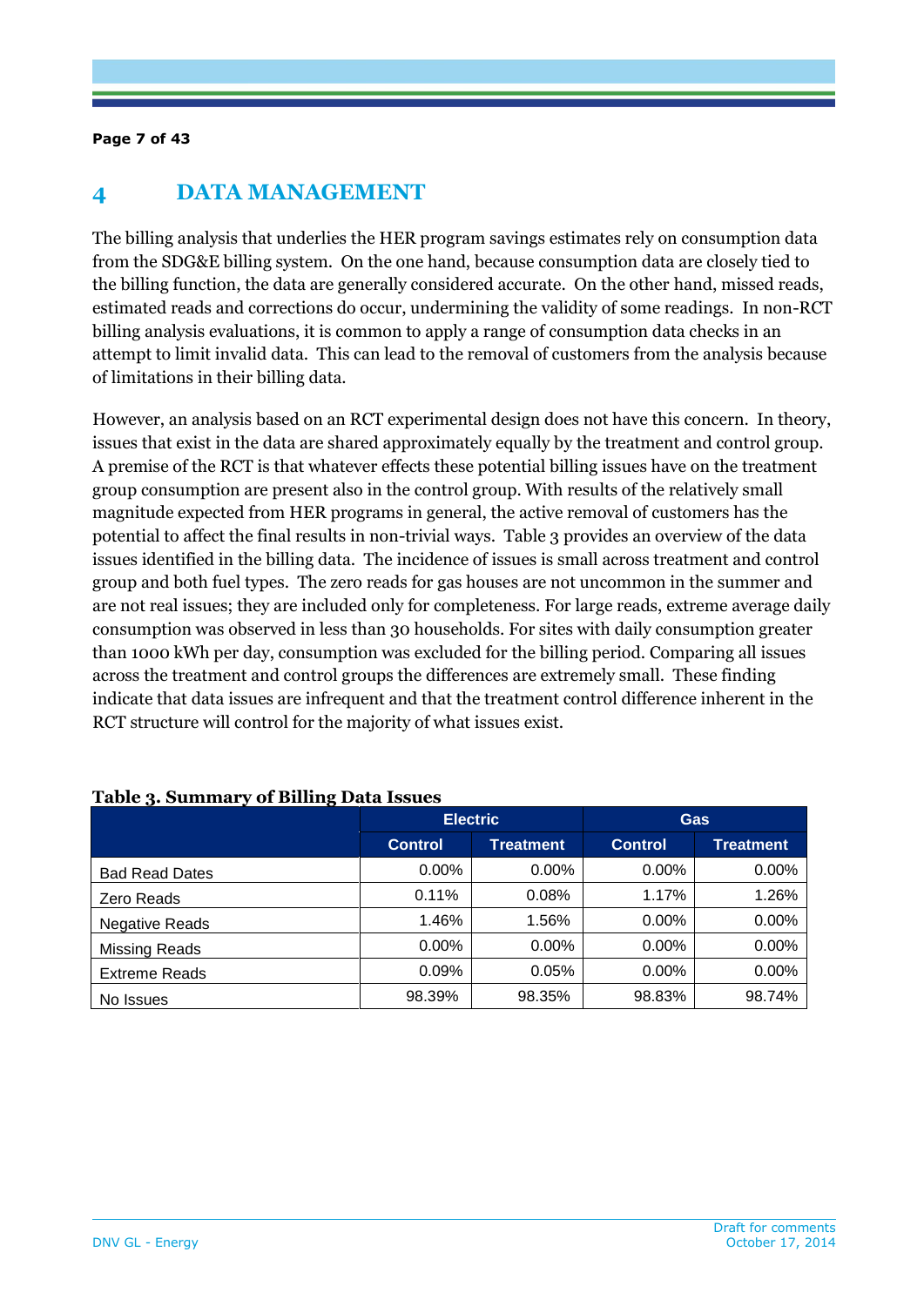# 4 DATA MANAGEMENT

The billing analysis that underlies the HER program savings estimates rely on consumption data from the SDG&E billing system. On the one hand, because consumption data are closely tied to the billing function, the data are generally considered accurate. On the other hand, missed reads, estimated reads and corrections do occur, undermining the validity of some readings. In non-RCT billing analysis evaluations, it is common to apply a range of consumption data checks in an attempt to limit invalid data. This can lead to the removal of customers from the analysis because of limitations in their billing data.

However, an analysis based on an RCT experimental design does not have this concern. In theory, issues that exist in the data are shared approximately equally by the treatment and control group. A premise of the RCT is that whatever effects these potential billing issues have on the treatment group consumption are present also in the control group. With results of the relatively small magnitude expected from HER programs in general, the active removal of customers has the potential to affect the final results in non-trivial ways. Table 3 provides an overview of the data issues identified in the billing data. The incidence of issues is small across treatment and control group and both fuel types. The zero reads for gas houses are not uncommon in the summer and are not real issues; they are included only for completeness. For large reads, extreme average daily consumption was observed in less than 30 households. For sites with daily consumption greater than 1000 kWh per day, consumption was excluded for the billing period. Comparing all issues across the treatment and control groups the differences are extremely small. These finding indicate that data issues are infrequent and that the treatment control difference inherent in the RCT structure will control for the majority of what issues exist.

**Table 3. Summary of Billing Data Issues**

| | Electric | | Gas | |
|---|---|---|---|---|
| | Control | Treatment | Control | Treatment |
| Bad Read Dates | 0.00% | 0.00% | 0.00% | 0.00% |
| Zero Reads | 0.11% | 0.08% | 1.17% | 1.26% |
| Negative Reads | 1.46% | 1.56% | 0.00% | 0.00% |
| Missing Reads | 0.00% | 0.00% | 0.00% | 0.00% |
| Extreme Reads | 0.09% | 0.05% | 0.00% | 0.00% |
| No Issues | 98.39% | 98.35% | 98.83% | 98.74% |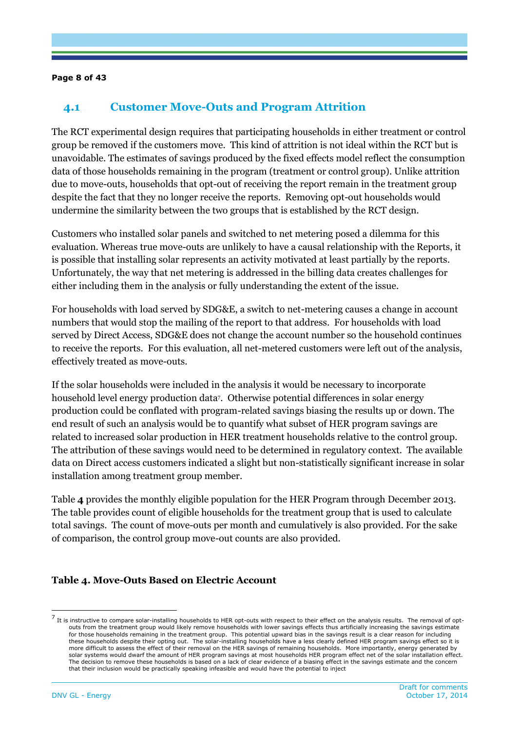## 4.1 Customer Move-Outs and Program Attrition

The RCT experimental design requires that participating households in either treatment or control group be removed if the customers move. This kind of attrition is not ideal within the RCT but is unavoidable. The estimates of savings produced by the fixed effects model reflect the consumption data of those households remaining in the program (treatment or control group). Unlike attrition due to move-outs, households that opt-out of receiving the report remain in the treatment group despite the fact that they no longer receive the reports. Removing opt-out households would undermine the similarity between the two groups that is established by the RCT design.

Customers who installed solar panels and switched to net metering posed a dilemma for this evaluation. Whereas true move-outs are unlikely to have a causal relationship with the Reports, it is possible that installing solar represents an activity motivated at least partially by the reports. Unfortunately, the way that net metering is addressed in the billing data creates challenges for either including them in the analysis or fully understanding the extent of the issue.

For households with load served by SDG&E, a switch to net-metering causes a change in account numbers that would stop the mailing of the report to that address. For households with load served by Direct Access, SDG&E does not change the account number so the household continues to receive the reports. For this evaluation, all net-metered customers were left out of the analysis, effectively treated as move-outs.

If the solar households were included in the analysis it would be necessary to incorporate household level energy production data[7]. Otherwise potential differences in solar energy production could be conflated with program-related savings biasing the results up or down. The end result of such an analysis would be to quantify what subset of HER program savings are related to increased solar production in HER treatment households relative to the control group. The attribution of these savings would need to be determined in regulatory context. The available data on Direct access customers indicated a slight but non-statistically significant increase in solar installation among treatment group member.

Table **4** provides the monthly eligible population for the HER Program through December 2013. The table provides count of eligible households for the treatment group that is used to calculate total savings. The count of move-outs per month and cumulatively is also provided. For the sake of comparison, the control group move-out counts are also provided.

**Table 4. Move-Outs Based on Electric Account**

[7] It is instructive to compare solar-installing households to HER opt-outs with respect to their effect on the analysis results. The removal of opt-outs from the treatment group would likely remove households with lower savings effects thus artificially increasing the savings estimate for those households remaining in the treatment group. This potential upward bias in the savings result is a clear reason for including these households despite their opting out. The solar-installing households have a less clearly defined HER program savings effect so it is more difficult to assess the effect of their removal on the HER savings of remaining households. More importantly, energy generated by solar systems would dwarf the amount of HER program savings at most households HER program effect net of the solar installation effect. The decision to remove these households is based on a lack of clear evidence of a biasing effect in the savings estimate and the concern that their inclusion would be practically speaking infeasible and would have the potential to inject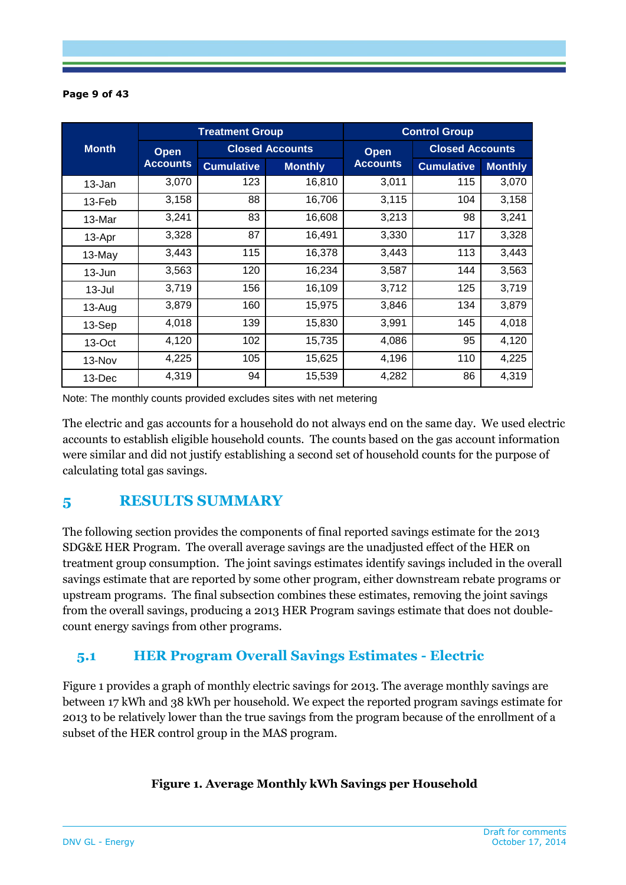| Month | Treatment Group | | | Control Group | | |
|---|---|---|---|---|---|---|
| | Open Accounts | Closed Accounts | | Open Accounts | Closed Accounts | |
| | | Cumulative | Monthly | | Cumulative | Monthly |
| 13-Jan | 3,070 | 123 | 16,810 | 3,011 | 115 | 3,070 |
| 13-Feb | 3,158 | 88 | 16,706 | 3,115 | 104 | 3,158 |
| 13-Mar | 3,241 | 83 | 16,608 | 3,213 | 98 | 3,241 |
| 13-Apr | 3,328 | 87 | 16,491 | 3,330 | 117 | 3,328 |
| 13-May | 3,443 | 115 | 16,378 | 3,443 | 113 | 3,443 |
| 13-Jun | 3,563 | 120 | 16,234 | 3,587 | 144 | 3,563 |
| 13-Jul | 3,719 | 156 | 16,109 | 3,712 | 125 | 3,719 |
| 13-Aug | 3,879 | 160 | 15,975 | 3,846 | 134 | 3,879 |
| 13-Sep | 4,018 | 139 | 15,830 | 3,991 | 145 | 4,018 |
| 13-Oct | 4,120 | 102 | 15,735 | 4,086 | 95 | 4,120 |
| 13-Nov | 4,225 | 105 | 15,625 | 4,196 | 110 | 4,225 |
| 13-Dec | 4,319 | 94 | 15,539 | 4,282 | 86 | 4,319 |

Note: The monthly counts provided excludes sites with net metering

The electric and gas accounts for a household do not always end on the same day. We used electric accounts to establish eligible household counts. The counts based on the gas account information were similar and did not justify establishing a second set of household counts for the purpose of calculating total gas savings.

# 5 RESULTS SUMMARY

The following section provides the components of final reported savings estimate for the 2013 SDG&E HER Program. The overall average savings are the unadjusted effect of the HER on treatment group consumption. The joint savings estimates identify savings included in the overall savings estimate that are reported by some other program, either downstream rebate programs or upstream programs. The final subsection combines these estimates, removing the joint savings from the overall savings, producing a 2013 HER Program savings estimate that does not double-count energy savings from other programs.

## 5.1 HER Program Overall Savings Estimates - Electric

Figure 1 provides a graph of monthly electric savings for 2013. The average monthly savings are between 17 kWh and 38 kWh per household. We expect the reported program savings estimate for 2013 to be relatively lower than the true savings from the program because of the enrollment of a subset of the HER control group in the MAS program.

**Figure 1. Average Monthly kWh Savings per Household**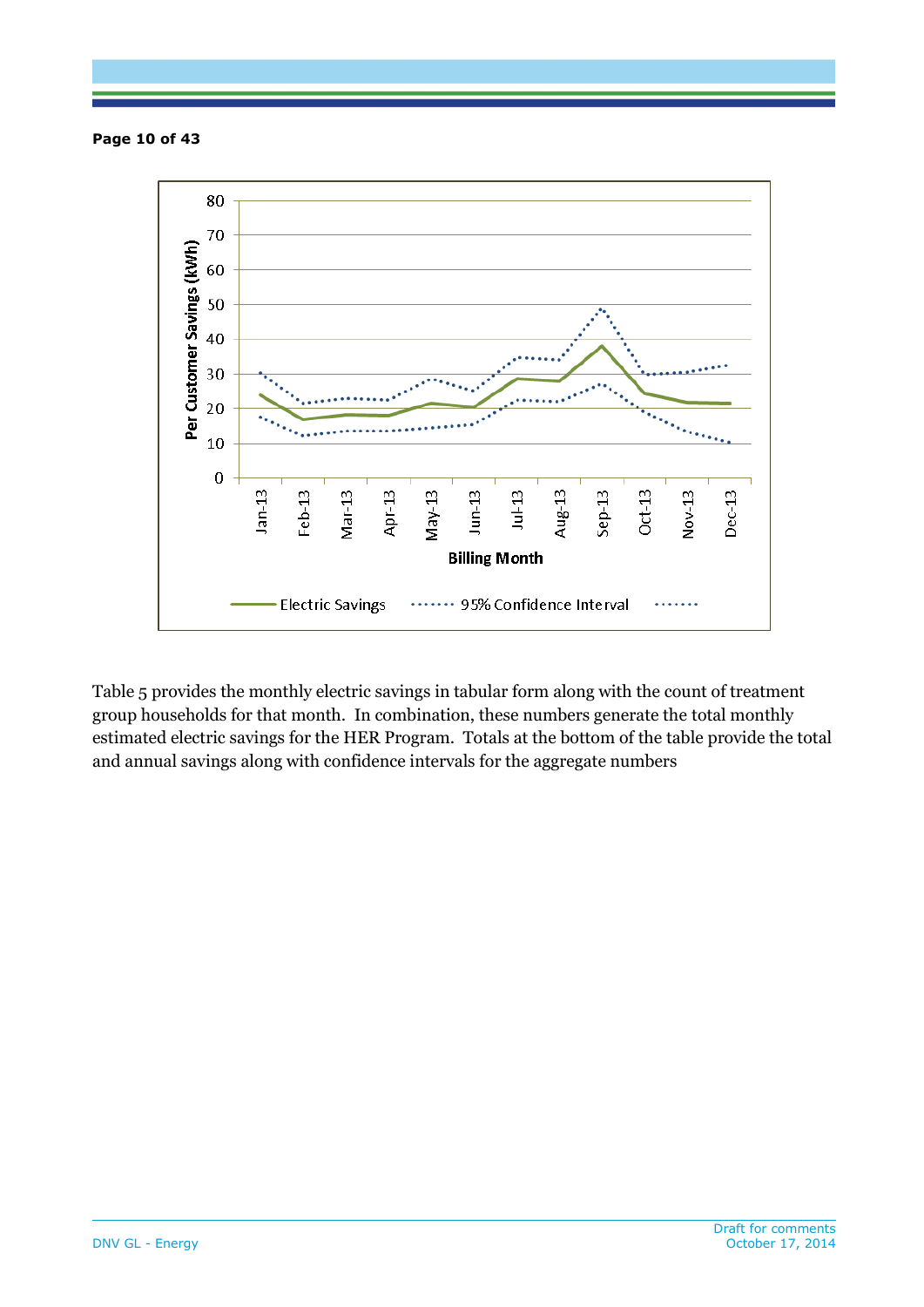Table 5 provides the monthly electric savings in tabular form along with the count of treatment group households for that month. In combination, these numbers generate the total monthly estimated electric savings for the HER Program. Totals at the bottom of the table provide the total and annual savings along with confidence intervals for the aggregate numbers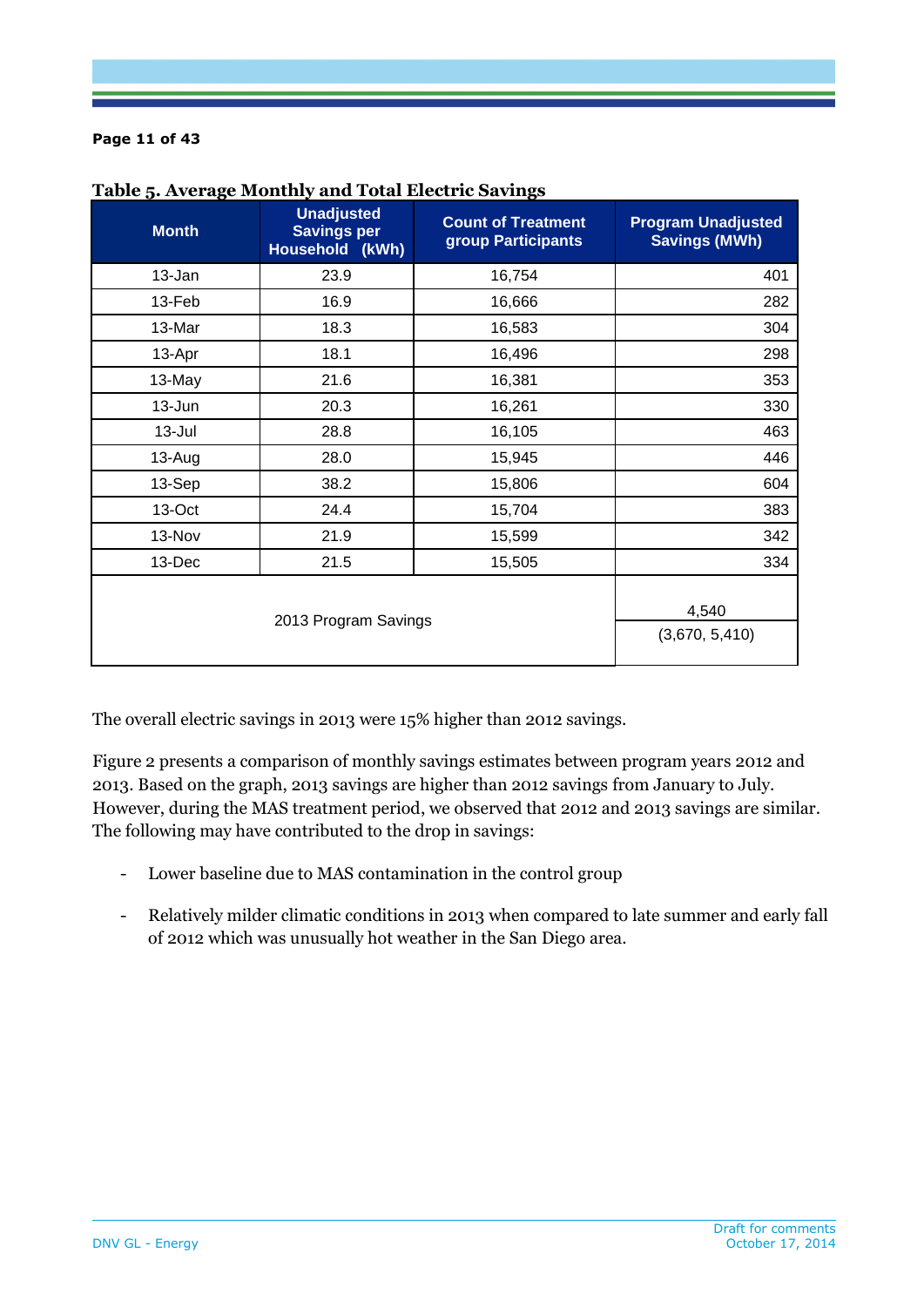**Table 5. Average Monthly and Total Electric Savings**

| Month | Unadjusted Savings per Household (kWh) | Count of Treatment group Participants | Program Unadjusted Savings (MWh) |
|---|---|---|---|
| 13-Jan | 23.9 | 16,754 | 401 |
| 13-Feb | 16.9 | 16,666 | 282 |
| 13-Mar | 18.3 | 16,583 | 304 |
| 13-Apr | 18.1 | 16,496 | 298 |
| 13-May | 21.6 | 16,381 | 353 |
| 13-Jun | 20.3 | 16,261 | 330 |
| 13-Jul | 28.8 | 16,105 | 463 |
| 13-Aug | 28.0 | 15,945 | 446 |
| 13-Sep | 38.2 | 15,806 | 604 |
| 13-Oct | 24.4 | 15,704 | 383 |
| 13-Nov | 21.9 | 15,599 | 342 |
| 13-Dec | 21.5 | 15,505 | 334 |
| 2013 Program Savings | | | 4,540 (3,670, 5,410) |

The overall electric savings in 2013 were 15% higher than 2012 savings.

Figure 2 presents a comparison of monthly savings estimates between program years 2012 and 2013. Based on the graph, 2013 savings are higher than 2012 savings from January to July. However, during the MAS treatment period, we observed that 2012 and 2013 savings are similar. The following may have contributed to the drop in savings:

- Lower baseline due to MAS contamination in the control group
- Relatively milder climatic conditions in 2013 when compared to late summer and early fall of 2012 which was unusually hot weather in the San Diego area.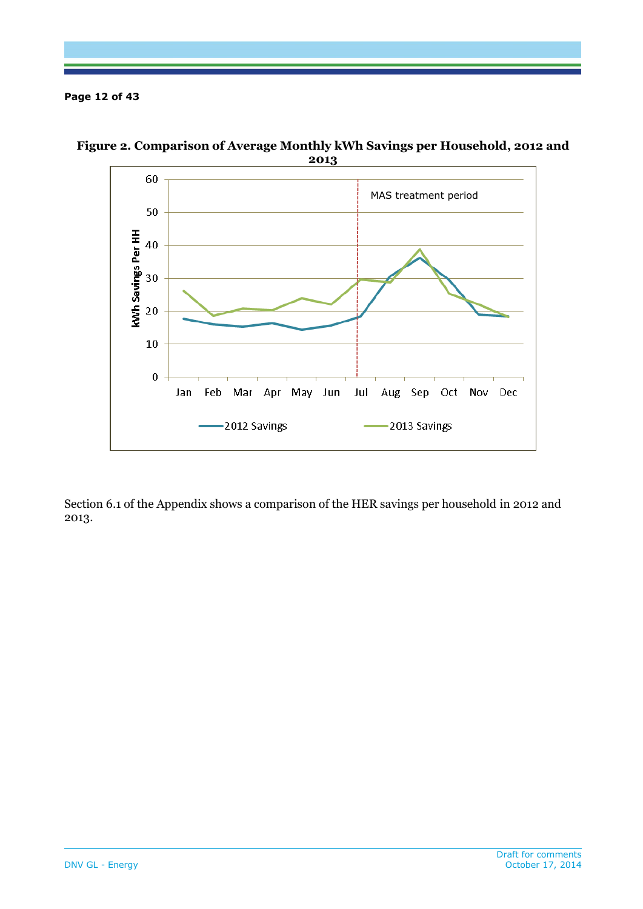**Figure 2. Comparison of Average Monthly kWh Savings per Household, 2012 and 2013**

Section 6.1 of the Appendix shows a comparison of the HER savings per household in 2012 and 2013.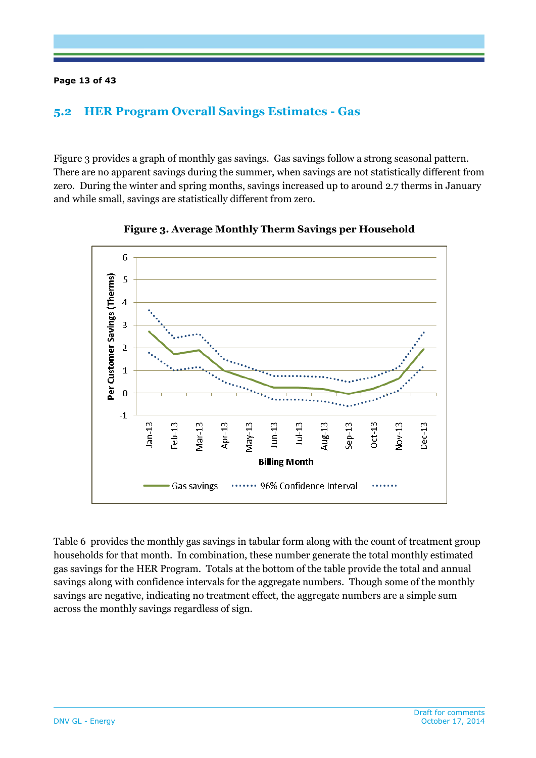## 5.2 HER Program Overall Savings Estimates - Gas

Figure 3 provides a graph of monthly gas savings. Gas savings follow a strong seasonal pattern. There are no apparent savings during the summer, when savings are not statistically different from zero. During the winter and spring months, savings increased up to around 2.7 therms in January and while small, savings are statistically different from zero.

**Figure 3. Average Monthly Therm Savings per Household**

Table 6 provides the monthly gas savings in tabular form along with the count of treatment group households for that month. In combination, these number generate the total monthly estimated gas savings for the HER Program. Totals at the bottom of the table provide the total and annual savings along with confidence intervals for the aggregate numbers. Though some of the monthly savings are negative, indicating no treatment effect, the aggregate numbers are a simple sum across the monthly savings regardless of sign.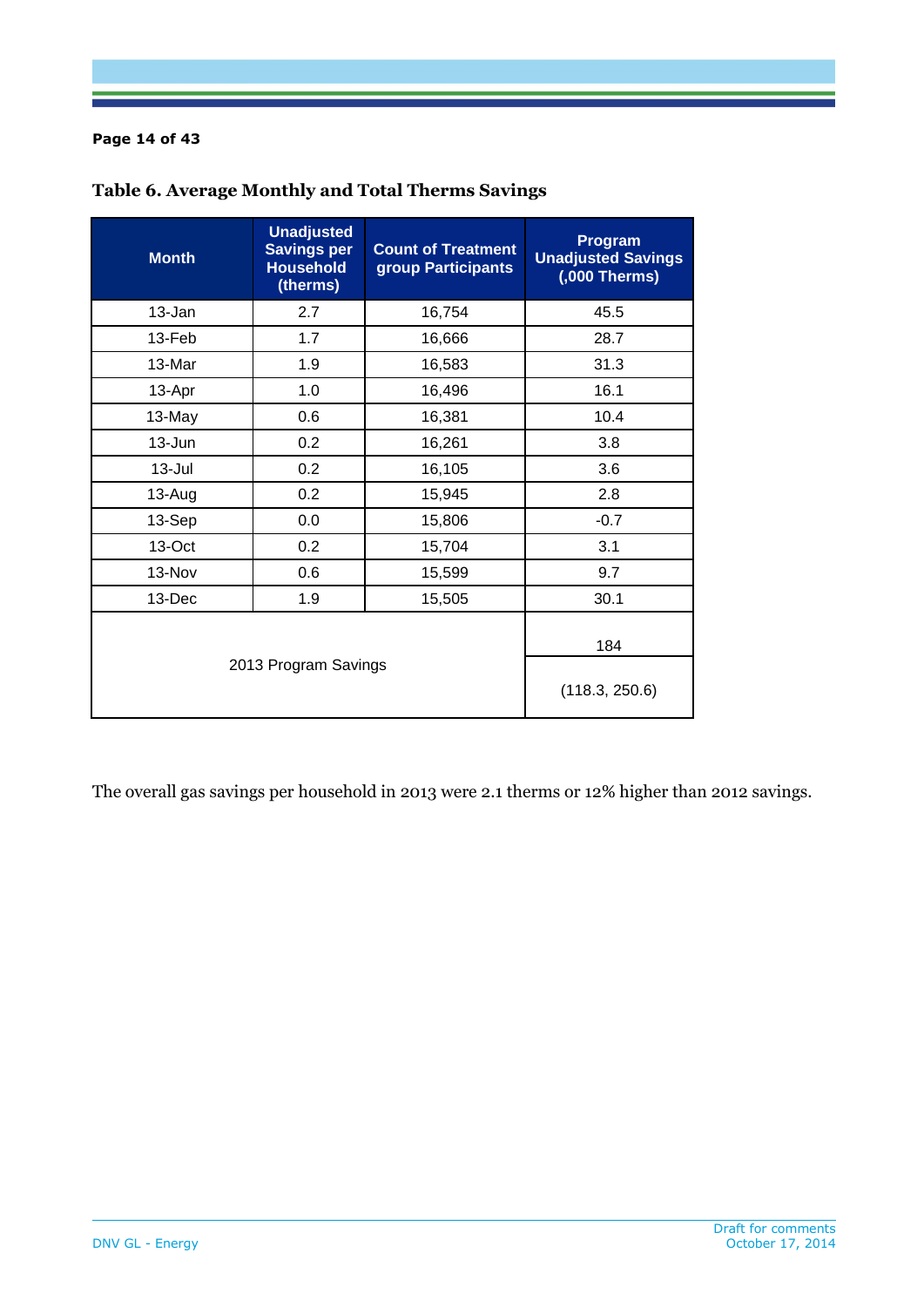**Table 6. Average Monthly and Total Therms Savings**

| Month | Unadjusted Savings per Household (therms) | Count of Treatment group Participants | Program Unadjusted Savings (,000 Therms) |
|---|---|---|---|
| 13-Jan | 2.7 | 16,754 | 45.5 |
| 13-Feb | 1.7 | 16,666 | 28.7 |
| 13-Mar | 1.9 | 16,583 | 31.3 |
| 13-Apr | 1.0 | 16,496 | 16.1 |
| 13-May | 0.6 | 16,381 | 10.4 |
| 13-Jun | 0.2 | 16,261 | 3.8 |
| 13-Jul | 0.2 | 16,105 | 3.6 |
| 13-Aug | 0.2 | 15,945 | 2.8 |
| 13-Sep | 0.0 | 15,806 | -0.7 |
| 13-Oct | 0.2 | 15,704 | 3.1 |
| 13-Nov | 0.6 | 15,599 | 9.7 |
| 13-Dec | 1.9 | 15,505 | 30.1 |
| 2013 Program Savings | | | 184 |
| | | | (118.3, 250.6) |

The overall gas savings per household in 2013 were 2.1 therms or 12% higher than 2012 savings.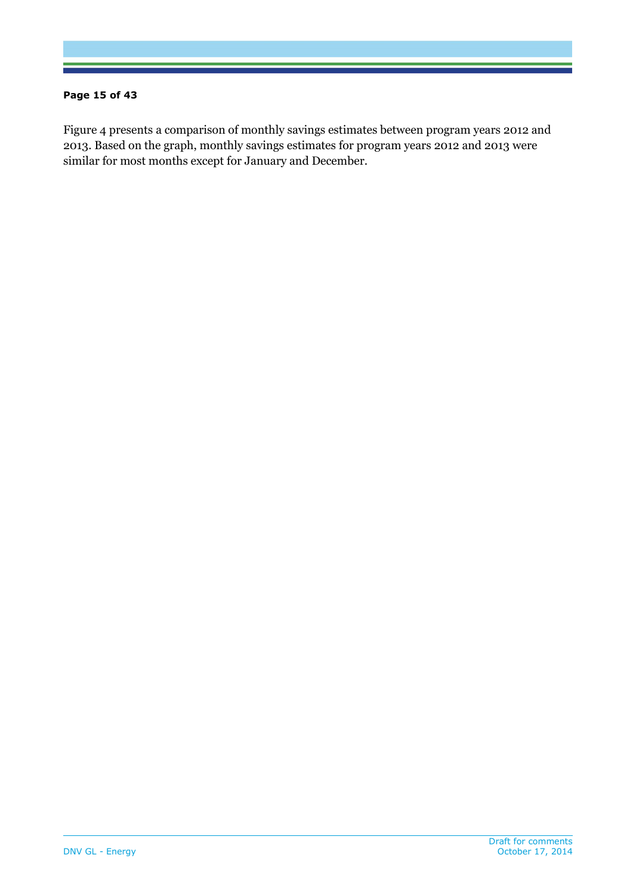Figure 4 presents a comparison of monthly savings estimates between program years 2012 and 2013. Based on the graph, monthly savings estimates for program years 2012 and 2013 were similar for most months except for January and December.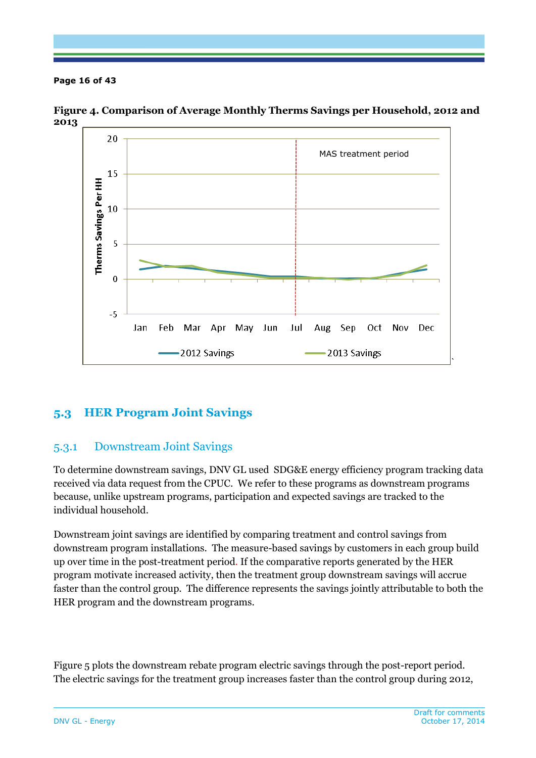**Figure 4. Comparison of Average Monthly Therms Savings per Household, 2012 and 2013**

## 5.3 HER Program Joint Savings

### 5.3.1 Downstream Joint Savings

To determine downstream savings, DNV GL used SDG&E energy efficiency program tracking data received via data request from the CPUC. We refer to these programs as downstream programs because, unlike upstream programs, participation and expected savings are tracked to the individual household.

Downstream joint savings are identified by comparing treatment and control savings from downstream program installations. The measure-based savings by customers in each group build up over time in the post-treatment period. If the comparative reports generated by the HER program motivate increased activity, then the treatment group downstream savings will accrue faster than the control group. The difference represents the savings jointly attributable to both the HER program and the downstream programs.

Figure 5 plots the downstream rebate program electric savings through the post-report period. The electric savings for the treatment group increases faster than the control group during 2012,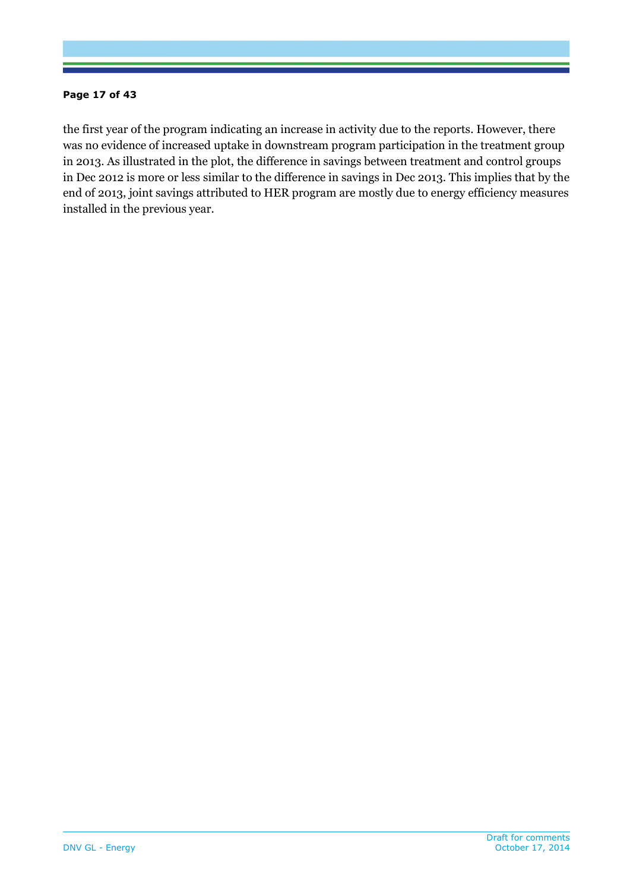the first year of the program indicating an increase in activity due to the reports. However, there was no evidence of increased uptake in downstream program participation in the treatment group in 2013. As illustrated in the plot, the difference in savings between treatment and control groups in Dec 2012 is more or less similar to the difference in savings in Dec 2013. This implies that by the end of 2013, joint savings attributed to HER program are mostly due to energy efficiency measures installed in the previous year.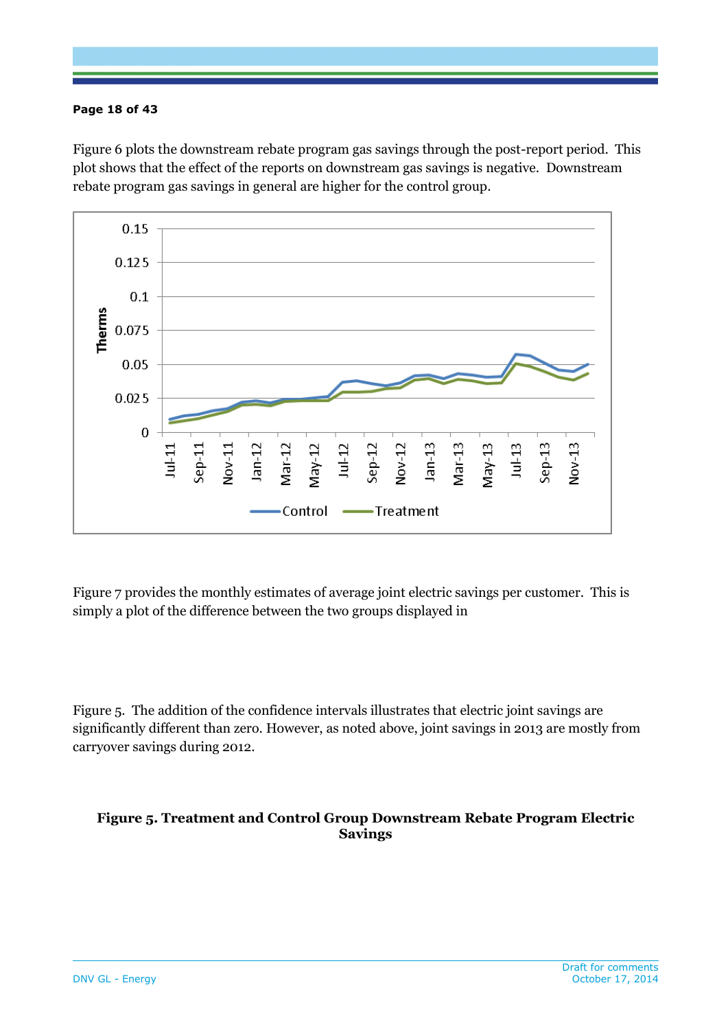Figure 6 plots the downstream rebate program gas savings through the post-report period. This plot shows that the effect of the reports on downstream gas savings is negative. Downstream rebate program gas savings in general are higher for the control group.

Figure 7 provides the monthly estimates of average joint electric savings per customer. This is simply a plot of the difference between the two groups displayed in

Figure 5. The addition of the confidence intervals illustrates that electric joint savings are significantly different than zero. However, as noted above, joint savings in 2013 are mostly from carryover savings during 2012.

**Figure 5. Treatment and Control Group Downstream Rebate Program Electric Savings**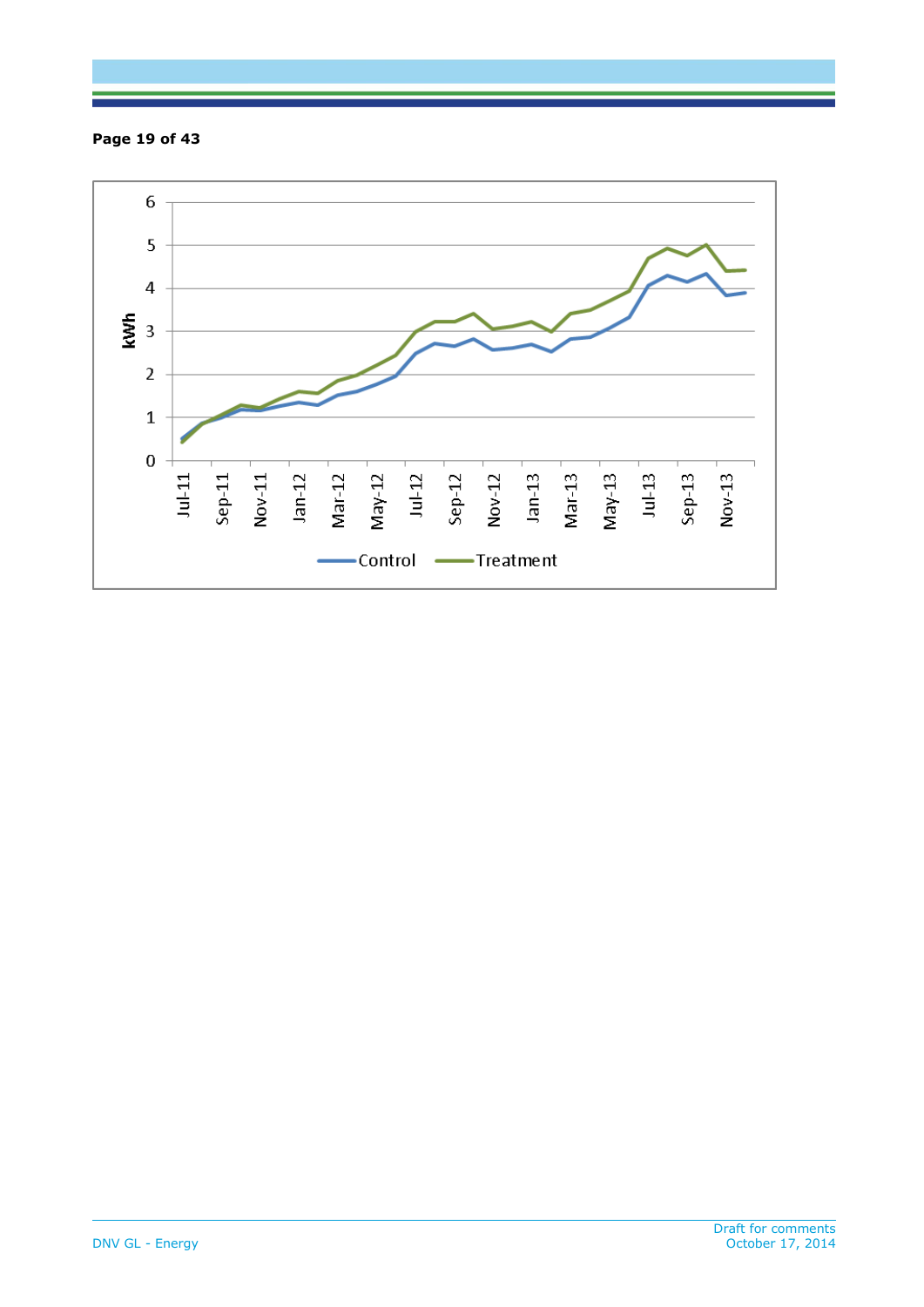kWh

0 1 2 3 4 5 6

Jul-11 Sep-11 Nov-11 Jan-12 Mar-12 May-12 Jul-12 Sep-12 Nov-12 Jan-13 Mar-13 May-13 Jul-13 Sep-13 Nov-13

Control Treatment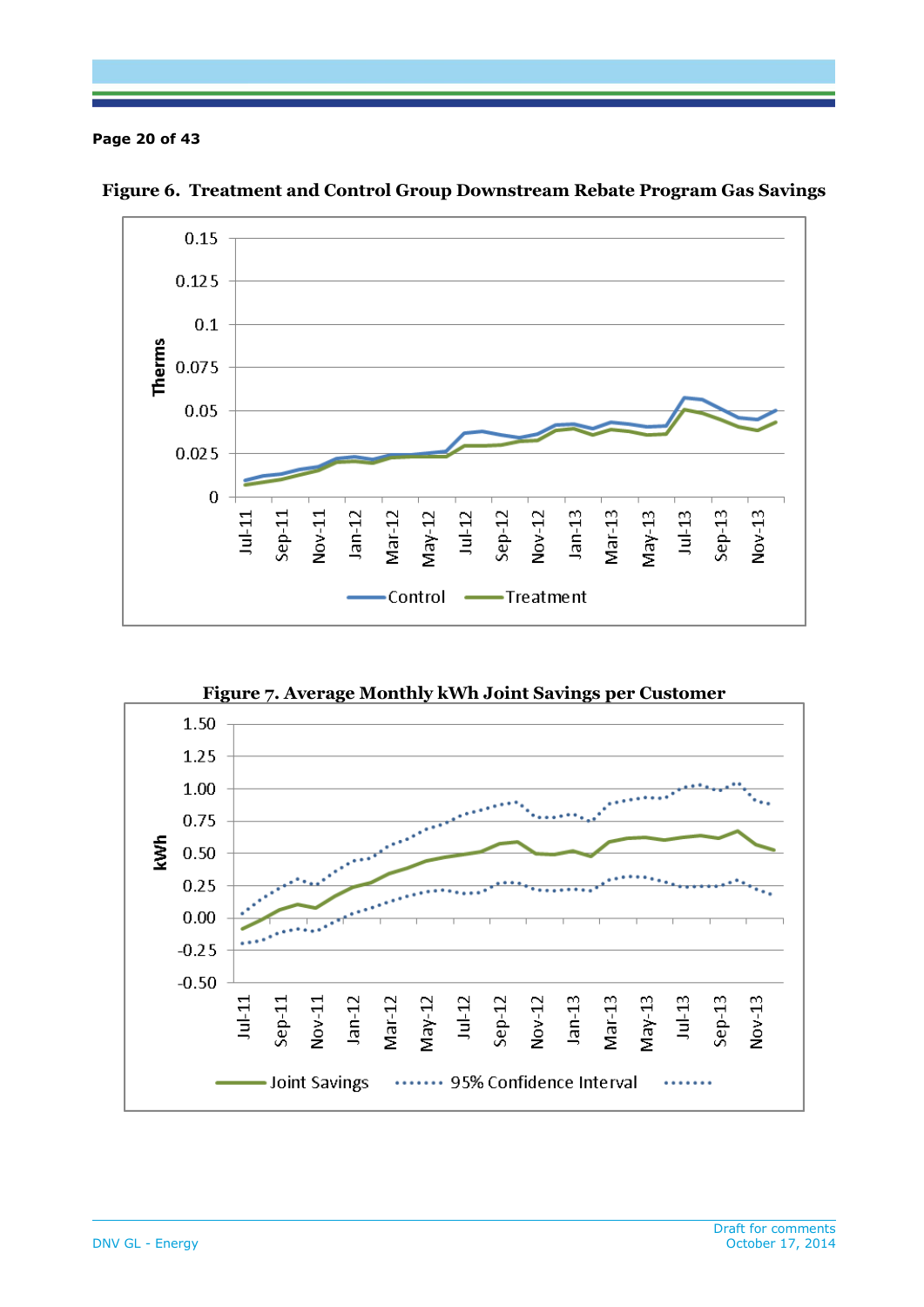**Figure 6. Treatment and Control Group Downstream Rebate Program Gas Savings**

**Figure 7. Average Monthly kWh Joint Savings per Customer**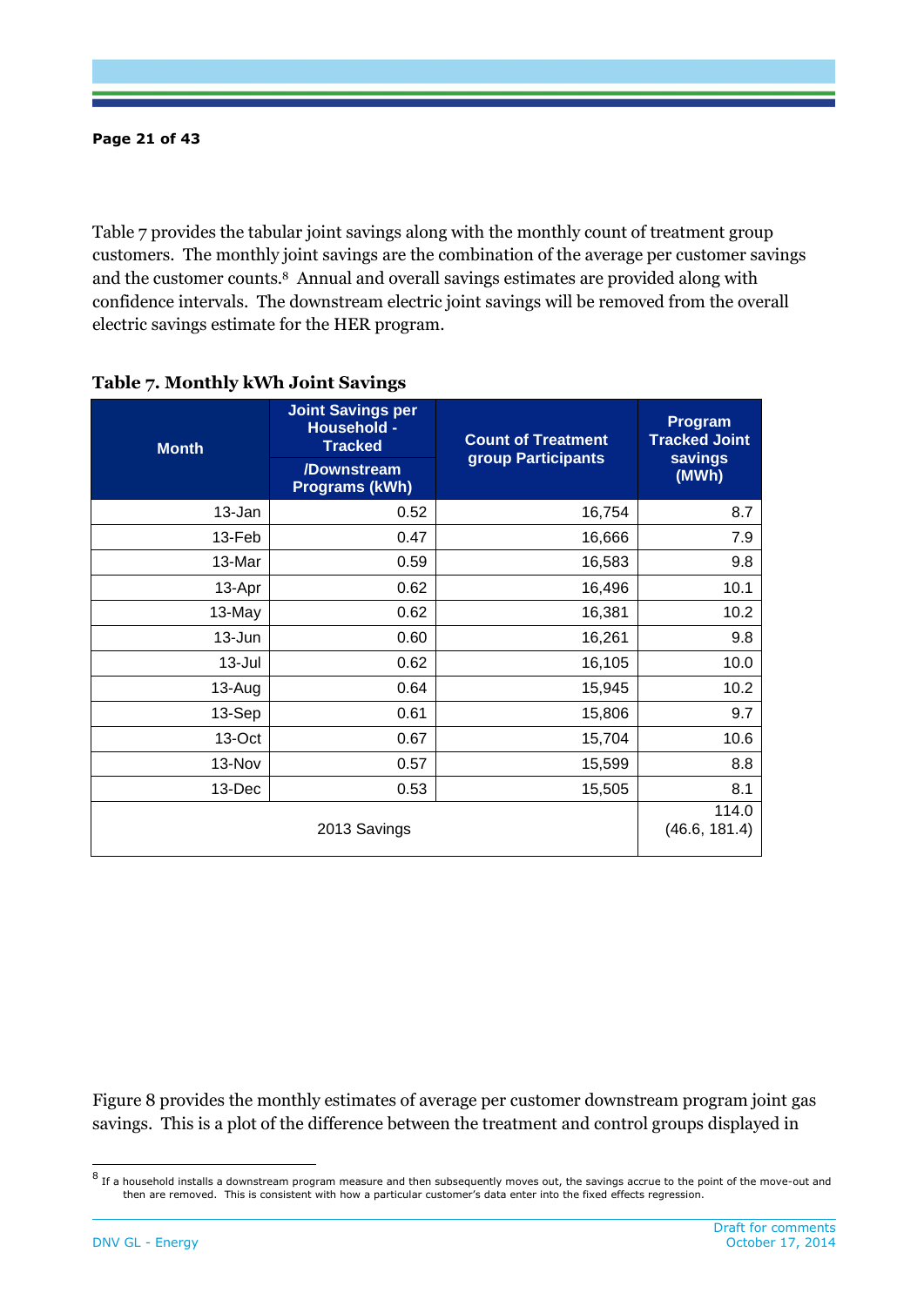Table 7 provides the tabular joint savings along with the monthly count of treatment group customers. The monthly joint savings are the combination of the average per customer savings and the customer counts.[8] Annual and overall savings estimates are provided along with confidence intervals. The downstream electric joint savings will be removed from the overall electric savings estimate for the HER program.

**Table 7. Monthly kWh Joint Savings**

| Month | Joint Savings per Household - Tracked /Downstream Programs (kWh) | Count of Treatment group Participants | Program Tracked Joint savings (MWh) |
|---|---|---|---|
| 13-Jan | 0.52 | 16,754 | 8.7 |
| 13-Feb | 0.47 | 16,666 | 7.9 |
| 13-Mar | 0.59 | 16,583 | 9.8 |
| 13-Apr | 0.62 | 16,496 | 10.1 |
| 13-May | 0.62 | 16,381 | 10.2 |
| 13-Jun | 0.60 | 16,261 | 9.8 |
| 13-Jul | 0.62 | 16,105 | 10.0 |
| 13-Aug | 0.64 | 15,945 | 10.2 |
| 13-Sep | 0.61 | 15,806 | 9.7 |
| 13-Oct | 0.67 | 15,704 | 10.6 |
| 13-Nov | 0.57 | 15,599 | 8.8 |
| 13-Dec | 0.53 | 15,505 | 8.1 |
| 2013 Savings | | | 114.0 (46.6, 181.4) |

Figure 8 provides the monthly estimates of average per customer downstream program joint gas savings. This is a plot of the difference between the treatment and control groups displayed in

[8] If a household installs a downstream program measure and then subsequently moves out, the savings accrue to the point of the move-out and then are removed. This is consistent with how a particular customer's data enter into the fixed effects regression.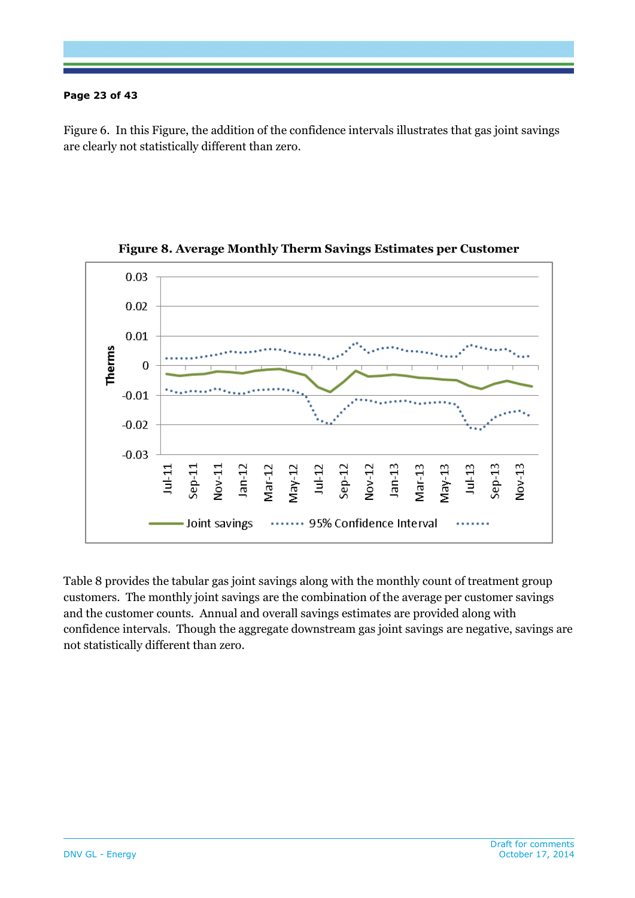Figure 6. In this Figure, the addition of the confidence intervals illustrates that gas joint savings are clearly not statistically different than zero.

**Figure 8. Average Monthly Therm Savings Estimates per Customer**

Table 8 provides the tabular gas joint savings along with the monthly count of treatment group customers. The monthly joint savings are the combination of the average per customer savings and the customer counts. Annual and overall savings estimates are provided along with confidence intervals. Though the aggregate downstream gas joint savings are negative, savings are not statistically different than zero.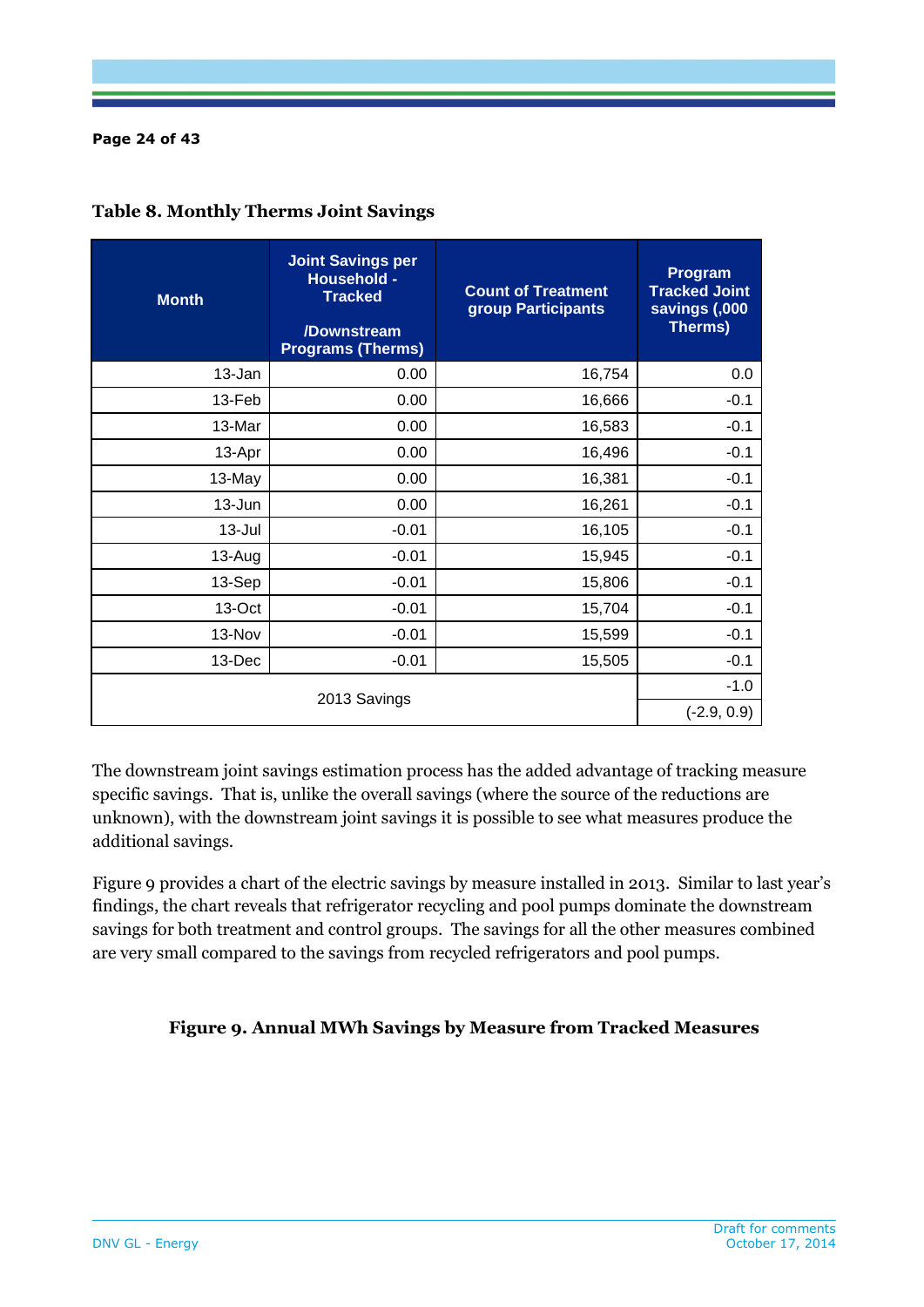**Table 8. Monthly Therms Joint Savings**

| Month | Joint Savings per Household - Tracked /Downstream Programs (Therms) | Count of Treatment group Participants | Program Tracked Joint savings (,000 Therms) |
|---|---|---|---|
| 13-Jan | 0.00 | 16,754 | 0.0 |
| 13-Feb | 0.00 | 16,666 | -0.1 |
| 13-Mar | 0.00 | 16,583 | -0.1 |
| 13-Apr | 0.00 | 16,496 | -0.1 |
| 13-May | 0.00 | 16,381 | -0.1 |
| 13-Jun | 0.00 | 16,261 | -0.1 |
| 13-Jul | -0.01 | 16,105 | -0.1 |
| 13-Aug | -0.01 | 15,945 | -0.1 |
| 13-Sep | -0.01 | 15,806 | -0.1 |
| 13-Oct | -0.01 | 15,704 | -0.1 |
| 13-Nov | -0.01 | 15,599 | -0.1 |
| 13-Dec | -0.01 | 15,505 | -0.1 |
| 2013 Savings | | | -1.0 |
| | | | (-2.9, 0.9) |

The downstream joint savings estimation process has the added advantage of tracking measure specific savings. That is, unlike the overall savings (where the source of the reductions are unknown), with the downstream joint savings it is possible to see what measures produce the additional savings.

Figure 9 provides a chart of the electric savings by measure installed in 2013. Similar to last year's findings, the chart reveals that refrigerator recycling and pool pumps dominate the downstream savings for both treatment and control groups. The savings for all the other measures combined are very small compared to the savings from recycled refrigerators and pool pumps.

**Figure 9. Annual MWh Savings by Measure from Tracked Measures**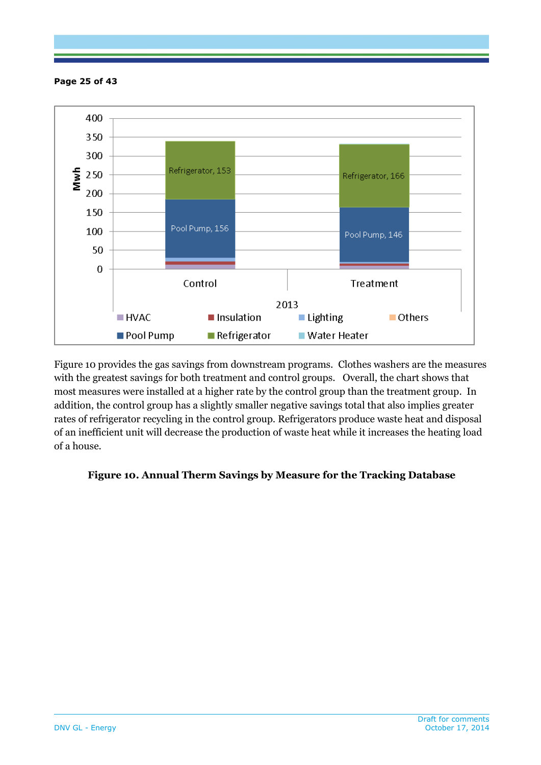| | Control | Treatment |
|---|---|---|
| Refrigerator | 153 | 166 |
| Pool Pump | 156 | 146 |

Mwh — 2013

HVAC, Insulation, Lighting, Others, Pool Pump, Refrigerator, Water Heater

Figure 10 provides the gas savings from downstream programs. Clothes washers are the measures with the greatest savings for both treatment and control groups. Overall, the chart shows that most measures were installed at a higher rate by the control group than the treatment group. In addition, the control group has a slightly smaller negative savings total that also implies greater rates of refrigerator recycling in the control group. Refrigerators produce waste heat and disposal of an inefficient unit will decrease the production of waste heat while it increases the heating load of a house.

**Figure 10. Annual Therm Savings by Measure for the Tracking Database**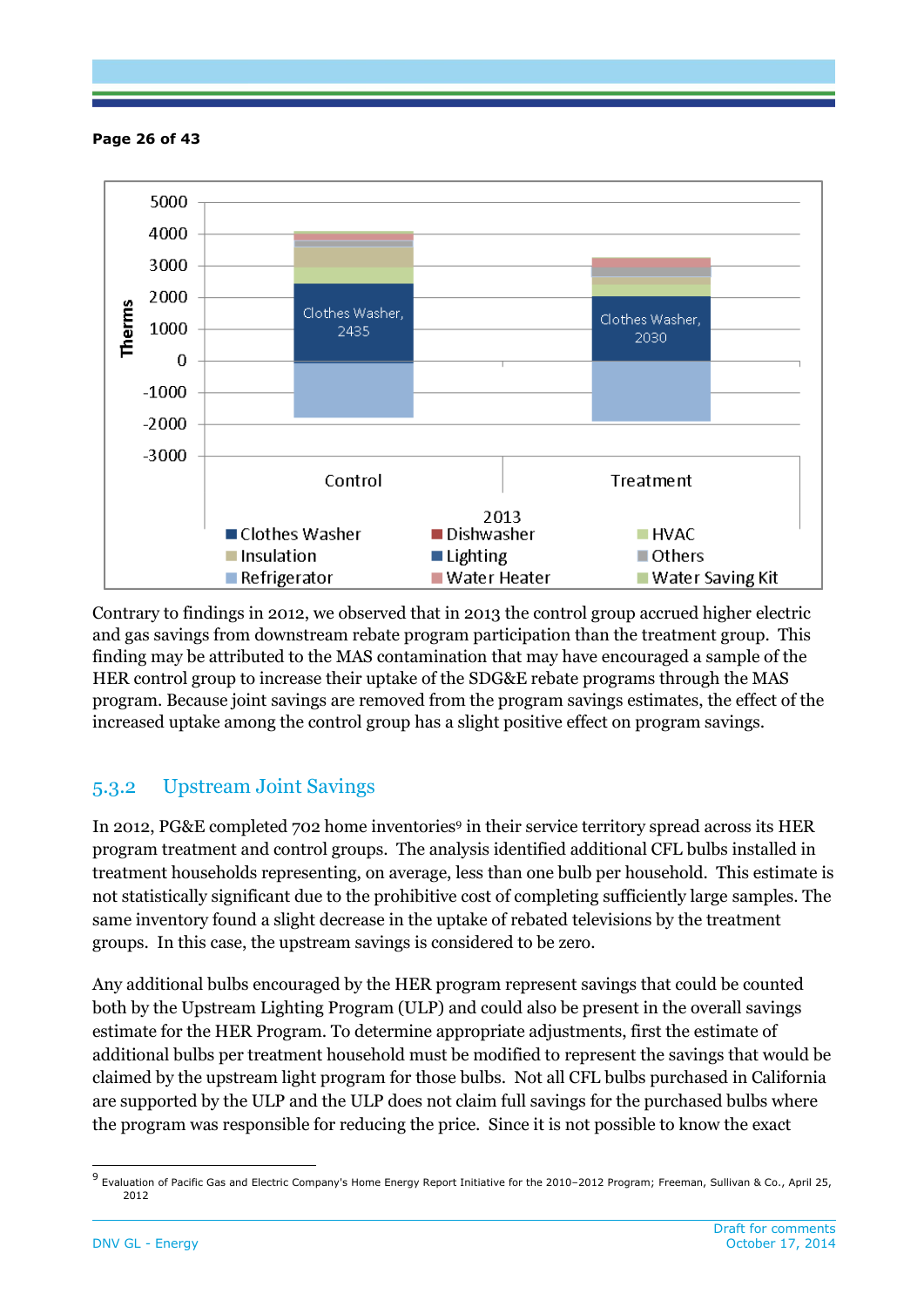Contrary to findings in 2012, we observed that in 2013 the control group accrued higher electric and gas savings from downstream rebate program participation than the treatment group. This finding may be attributed to the MAS contamination that may have encouraged a sample of the HER control group to increase their uptake of the SDG&E rebate programs through the MAS program. Because joint savings are removed from the program savings estimates, the effect of the increased uptake among the control group has a slight positive effect on program savings.

### 5.3.2 Upstream Joint Savings

In 2012, PG&E completed 702 home inventories[9] in their service territory spread across its HER program treatment and control groups. The analysis identified additional CFL bulbs installed in treatment households representing, on average, less than one bulb per household. This estimate is not statistically significant due to the prohibitive cost of completing sufficiently large samples. The same inventory found a slight decrease in the uptake of rebated televisions by the treatment groups. In this case, the upstream savings is considered to be zero.

Any additional bulbs encouraged by the HER program represent savings that could be counted both by the Upstream Lighting Program (ULP) and could also be present in the overall savings estimate for the HER Program. To determine appropriate adjustments, first the estimate of additional bulbs per treatment household must be modified to represent the savings that would be claimed by the upstream light program for those bulbs. Not all CFL bulbs purchased in California are supported by the ULP and the ULP does not claim full savings for the purchased bulbs where the program was responsible for reducing the price. Since it is not possible to know the exact

[9] Evaluation of Pacific Gas and Electric Company's Home Energy Report Initiative for the 2010–2012 Program; Freeman, Sullivan & Co., April 25, 2012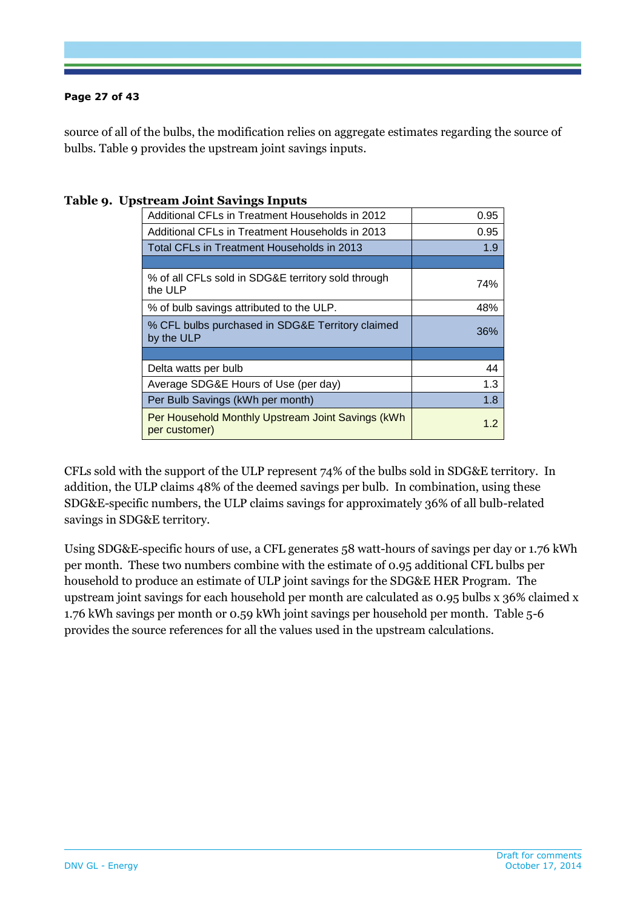source of all of the bulbs, the modification relies on aggregate estimates regarding the source of bulbs. Table 9 provides the upstream joint savings inputs.

**Table 9. Upstream Joint Savings Inputs**

| | |
|---|---|
| Additional CFLs in Treatment Households in 2012 | 0.95 |
| Additional CFLs in Treatment Households in 2013 | 0.95 |
| Total CFLs in Treatment Households in 2013 | 1.9 |
| | |
| % of all CFLs sold in SDG&E territory sold through the ULP | 74% |
| % of bulb savings attributed to the ULP. | 48% |
| % CFL bulbs purchased in SDG&E Territory claimed by the ULP | 36% |
| | |
| Delta watts per bulb | 44 |
| Average SDG&E Hours of Use (per day) | 1.3 |
| Per Bulb Savings (kWh per month) | 1.8 |
| Per Household Monthly Upstream Joint Savings (kWh per customer) | 1.2 |

CFLs sold with the support of the ULP represent 74% of the bulbs sold in SDG&E territory. In addition, the ULP claims 48% of the deemed savings per bulb. In combination, using these SDG&E-specific numbers, the ULP claims savings for approximately 36% of all bulb-related savings in SDG&E territory.

Using SDG&E-specific hours of use, a CFL generates 58 watt-hours of savings per day or 1.76 kWh per month. These two numbers combine with the estimate of 0.95 additional CFL bulbs per household to produce an estimate of ULP joint savings for the SDG&E HER Program. The upstream joint savings for each household per month are calculated as 0.95 bulbs x 36% claimed x 1.76 kWh savings per month or 0.59 kWh joint savings per household per month. Table 5-6 provides the source references for all the values used in the upstream calculations.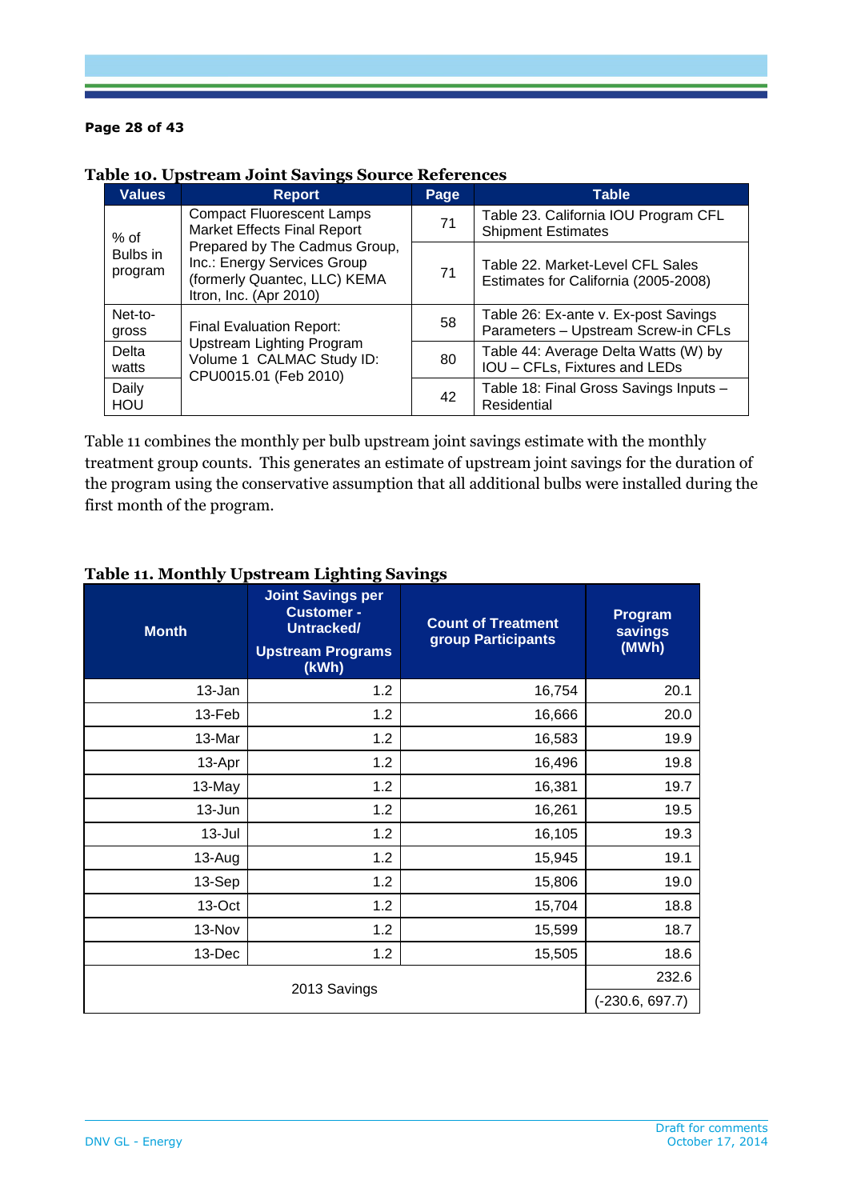**Table 10. Upstream Joint Savings Source References**

| Values | Report | Page | Table |
|---|---|---|---|
| % of Bulbs in program | Compact Fluorescent Lamps Market Effects Final Report Prepared by The Cadmus Group, Inc.: Energy Services Group (formerly Quantec, LLC) KEMA Itron, Inc. (Apr 2010) | 71 | Table 23. California IOU Program CFL Shipment Estimates |
| | | 71 | Table 22. Market-Level CFL Sales Estimates for California (2005-2008) |
| Net-to-gross | Final Evaluation Report: Upstream Lighting Program Volume 1 CALMAC Study ID: CPU0015.01 (Feb 2010) | 58 | Table 26: Ex-ante v. Ex-post Savings Parameters – Upstream Screw-in CFLs |
| Delta watts | | 80 | Table 44: Average Delta Watts (W) by IOU – CFLs, Fixtures and LEDs |
| Daily HOU | | 42 | Table 18: Final Gross Savings Inputs – Residential |

Table 11 combines the monthly per bulb upstream joint savings estimate with the monthly treatment group counts. This generates an estimate of upstream joint savings for the duration of the program using the conservative assumption that all additional bulbs were installed during the first month of the program.

**Table 11. Monthly Upstream Lighting Savings**

| Month | Joint Savings per Customer - Untracked/ Upstream Programs (kWh) | Count of Treatment group Participants | Program savings (MWh) |
|---|---|---|---|
| 13-Jan | 1.2 | 16,754 | 20.1 |
| 13-Feb | 1.2 | 16,666 | 20.0 |
| 13-Mar | 1.2 | 16,583 | 19.9 |
| 13-Apr | 1.2 | 16,496 | 19.8 |
| 13-May | 1.2 | 16,381 | 19.7 |
| 13-Jun | 1.2 | 16,261 | 19.5 |
| 13-Jul | 1.2 | 16,105 | 19.3 |
| 13-Aug | 1.2 | 15,945 | 19.1 |
| 13-Sep | 1.2 | 15,806 | 19.0 |
| 13-Oct | 1.2 | 15,704 | 18.8 |
| 13-Nov | 1.2 | 15,599 | 18.7 |
| 13-Dec | 1.2 | 15,505 | 18.6 |
| 2013 Savings | | | 232.6 |
| | | | (-230.6, 697.7) |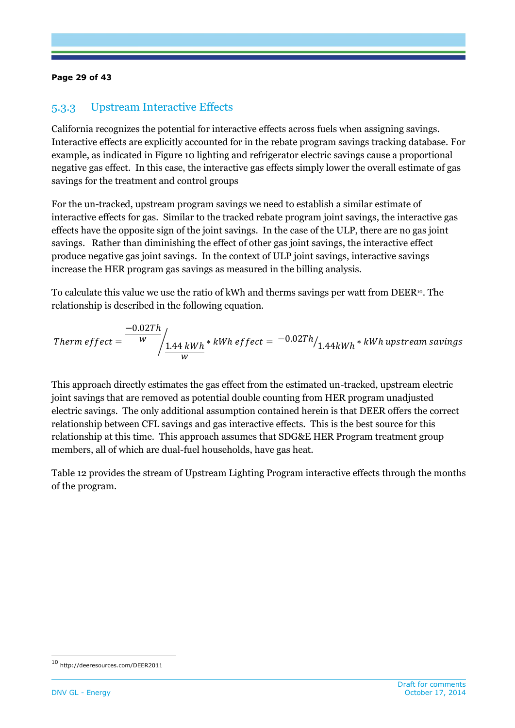### 5.3.3 Upstream Interactive Effects

California recognizes the potential for interactive effects across fuels when assigning savings. Interactive effects are explicitly accounted for in the rebate program savings tracking database. For example, as indicated in Figure 10 lighting and refrigerator electric savings cause a proportional negative gas effect. In this case, the interactive gas effects simply lower the overall estimate of gas savings for the treatment and control groups

For the un-tracked, upstream program savings we need to establish a similar estimate of interactive effects for gas. Similar to the tracked rebate program joint savings, the interactive gas effects have the opposite sign of the joint savings. In the case of the ULP, there are no gas joint savings. Rather than diminishing the effect of other gas joint savings, the interactive effect produce negative gas joint savings. In the context of ULP joint savings, interactive savings increase the HER program gas savings as measured in the billing analysis.

To calculate this value we use the ratio of kWh and therms savings per watt from DEER[10]. The relationship is described in the following equation.

$$Therm\ effect = \frac{\frac{-0.02Th}{w}}{\frac{1.44\ kWh}{w}} * kWh\ effect = \frac{-0.02Th}{1.44kWh} * kWh\ upstream\ savings$$

This approach directly estimates the gas effect from the estimated un-tracked, upstream electric joint savings that are removed as potential double counting from HER program unadjusted electric savings. The only additional assumption contained herein is that DEER offers the correct relationship between CFL savings and gas interactive effects. This is the best source for this relationship at this time. This approach assumes that SDG&E HER Program treatment group members, all of which are dual-fuel households, have gas heat.

Table 12 provides the stream of Upstream Lighting Program interactive effects through the months of the program.

[10] http://deeresources.com/DEER2011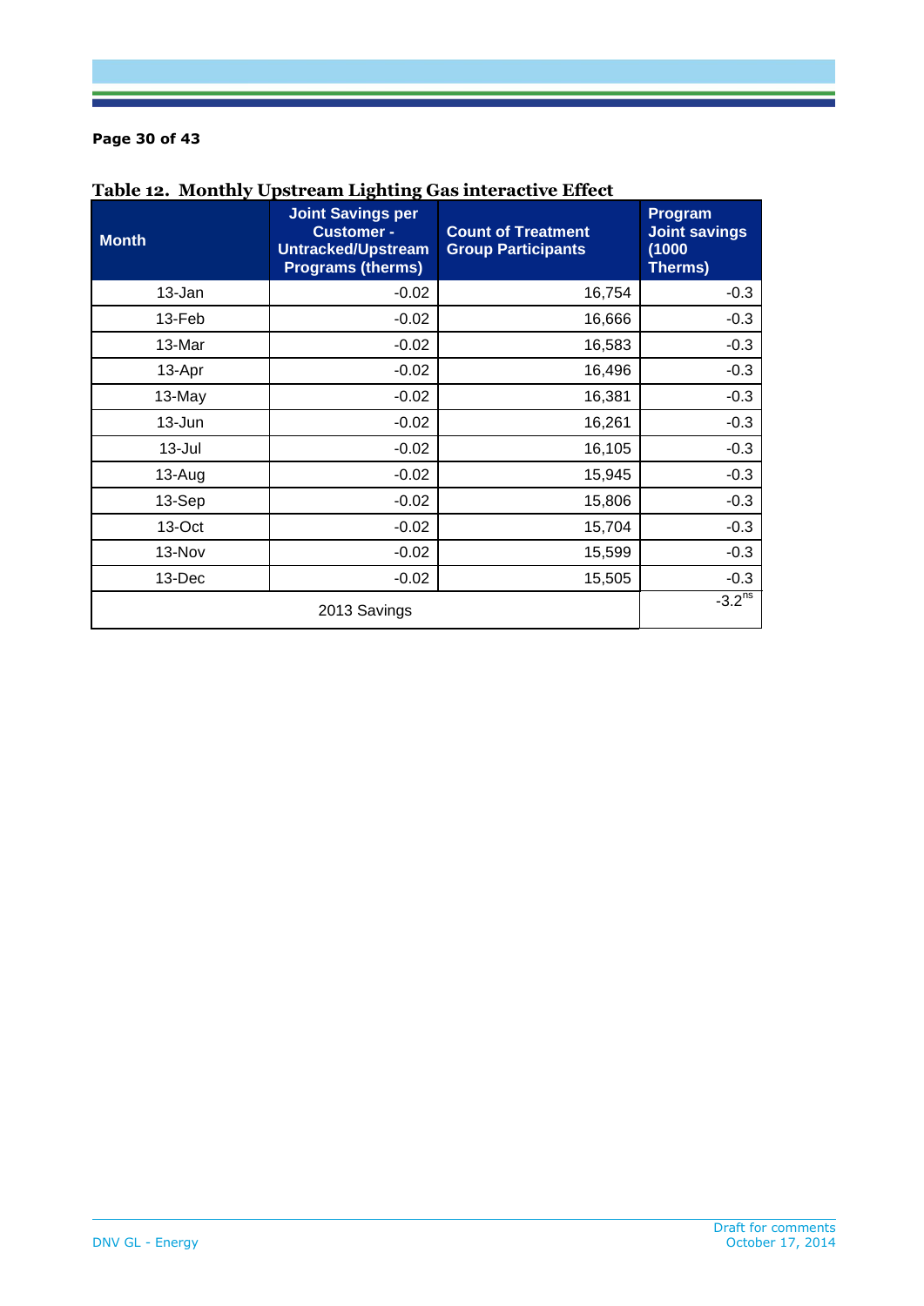**Table 12. Monthly Upstream Lighting Gas interactive Effect**

| Month | Joint Savings per Customer - Untracked/Upstream Programs (therms) | Count of Treatment Group Participants | Program Joint savings (1000 Therms) |
|---|---|---|---|
| 13-Jan | -0.02 | 16,754 | -0.3 |
| 13-Feb | -0.02 | 16,666 | -0.3 |
| 13-Mar | -0.02 | 16,583 | -0.3 |
| 13-Apr | -0.02 | 16,496 | -0.3 |
| 13-May | -0.02 | 16,381 | -0.3 |
| 13-Jun | -0.02 | 16,261 | -0.3 |
| 13-Jul | -0.02 | 16,105 | -0.3 |
| 13-Aug | -0.02 | 15,945 | -0.3 |
| 13-Sep | -0.02 | 15,806 | -0.3 |
| 13-Oct | -0.02 | 15,704 | -0.3 |
| 13-Nov | -0.02 | 15,599 | -0.3 |
| 13-Dec | -0.02 | 15,505 | -0.3 |
| 2013 Savings | | | $-3.2^{ns}$ |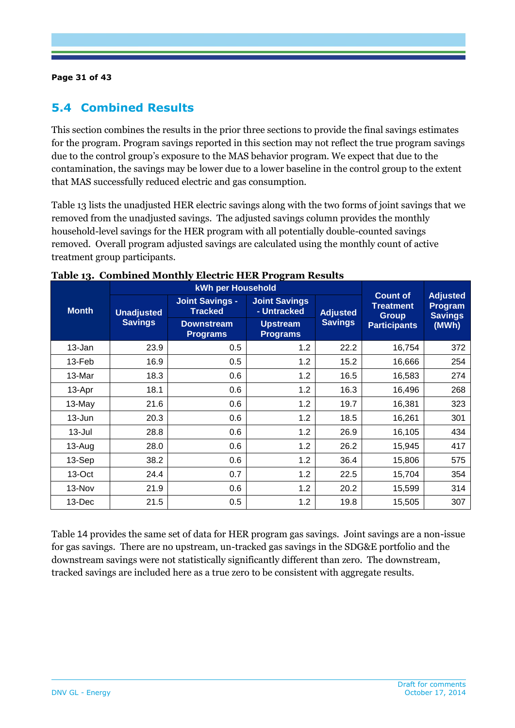## 5.4 Combined Results

This section combines the results in the prior three sections to provide the final savings estimates for the program. Program savings reported in this section may not reflect the true program savings due to the control group's exposure to the MAS behavior program. We expect that due to the contamination, the savings may be lower due to a lower baseline in the control group to the extent that MAS successfully reduced electric and gas consumption.

Table 13 lists the unadjusted HER electric savings along with the two forms of joint savings that we removed from the unadjusted savings. The adjusted savings column provides the monthly household-level savings for the HER program with all potentially double-counted savings removed. Overall program adjusted savings are calculated using the monthly count of active treatment group participants.

**Table 13. Combined Monthly Electric HER Program Results**

| Month | kWh per Household | | | | Count of Treatment Group Participants | Adjusted Program Savings (MWh) |
|---|---|---|---|---|---|---|
| | Unadjusted Savings | Joint Savings - Tracked Downstream Programs | Joint Savings - Untracked Upstream Programs | Adjusted Savings | | |
| 13-Jan | 23.9 | 0.5 | 1.2 | 22.2 | 16,754 | 372 |
| 13-Feb | 16.9 | 0.5 | 1.2 | 15.2 | 16,666 | 254 |
| 13-Mar | 18.3 | 0.6 | 1.2 | 16.5 | 16,583 | 274 |
| 13-Apr | 18.1 | 0.6 | 1.2 | 16.3 | 16,496 | 268 |
| 13-May | 21.6 | 0.6 | 1.2 | 19.7 | 16,381 | 323 |
| 13-Jun | 20.3 | 0.6 | 1.2 | 18.5 | 16,261 | 301 |
| 13-Jul | 28.8 | 0.6 | 1.2 | 26.9 | 16,105 | 434 |
| 13-Aug | 28.0 | 0.6 | 1.2 | 26.2 | 15,945 | 417 |
| 13-Sep | 38.2 | 0.6 | 1.2 | 36.4 | 15,806 | 575 |
| 13-Oct | 24.4 | 0.7 | 1.2 | 22.5 | 15,704 | 354 |
| 13-Nov | 21.9 | 0.6 | 1.2 | 20.2 | 15,599 | 314 |
| 13-Dec | 21.5 | 0.5 | 1.2 | 19.8 | 15,505 | 307 |

Table 14 provides the same set of data for HER program gas savings. Joint savings are a non-issue for gas savings. There are no upstream, un-tracked gas savings in the SDG&E portfolio and the downstream savings were not statistically significantly different than zero. The downstream, tracked savings are included here as a true zero to be consistent with aggregate results.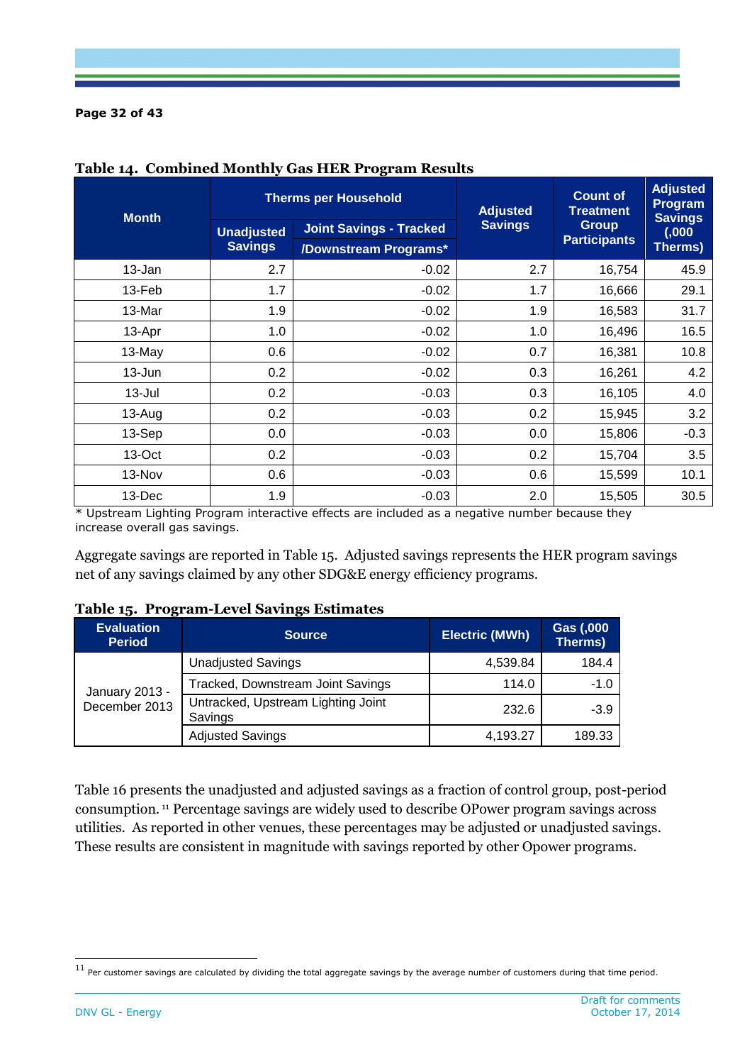**Table 14. Combined Monthly Gas HER Program Results**

| Month | Therms per Household | | Adjusted Savings | Count of Treatment Group Participants | Adjusted Program Savings (,000 Therms) |
|---|---|---|---|---|---|
| | Unadjusted Savings | Joint Savings - Tracked /Downstream Programs* | | | |
| 13-Jan | 2.7 | -0.02 | 2.7 | 16,754 | 45.9 |
| 13-Feb | 1.7 | -0.02 | 1.7 | 16,666 | 29.1 |
| 13-Mar | 1.9 | -0.02 | 1.9 | 16,583 | 31.7 |
| 13-Apr | 1.0 | -0.02 | 1.0 | 16,496 | 16.5 |
| 13-May | 0.6 | -0.02 | 0.7 | 16,381 | 10.8 |
| 13-Jun | 0.2 | -0.02 | 0.3 | 16,261 | 4.2 |
| 13-Jul | 0.2 | -0.03 | 0.3 | 16,105 | 4.0 |
| 13-Aug | 0.2 | -0.03 | 0.2 | 15,945 | 3.2 |
| 13-Sep | 0.0 | -0.03 | 0.0 | 15,806 | -0.3 |
| 13-Oct | 0.2 | -0.03 | 0.2 | 15,704 | 3.5 |
| 13-Nov | 0.6 | -0.03 | 0.6 | 15,599 | 10.1 |
| 13-Dec | 1.9 | -0.03 | 2.0 | 15,505 | 30.5 |

* Upstream Lighting Program interactive effects are included as a negative number because they increase overall gas savings.

Aggregate savings are reported in Table 15. Adjusted savings represents the HER program savings net of any savings claimed by any other SDG&E energy efficiency programs.

**Table 15. Program-Level Savings Estimates**

| Evaluation Period | Source | Electric (MWh) | Gas (,000 Therms) |
|---|---|---|---|
| January 2013 - December 2013 | Unadjusted Savings | 4,539.84 | 184.4 |
| | Tracked, Downstream Joint Savings | 114.0 | -1.0 |
| | Untracked, Upstream Lighting Joint Savings | 232.6 | -3.9 |
| | Adjusted Savings | 4,193.27 | 189.33 |

Table 16 presents the unadjusted and adjusted savings as a fraction of control group, post-period consumption.[11] Percentage savings are widely used to describe OPower program savings across utilities. As reported in other venues, these percentages may be adjusted or unadjusted savings. These results are consistent in magnitude with savings reported by other Opower programs.

[11] Per customer savings are calculated by dividing the total aggregate savings by the average number of customers during that time period.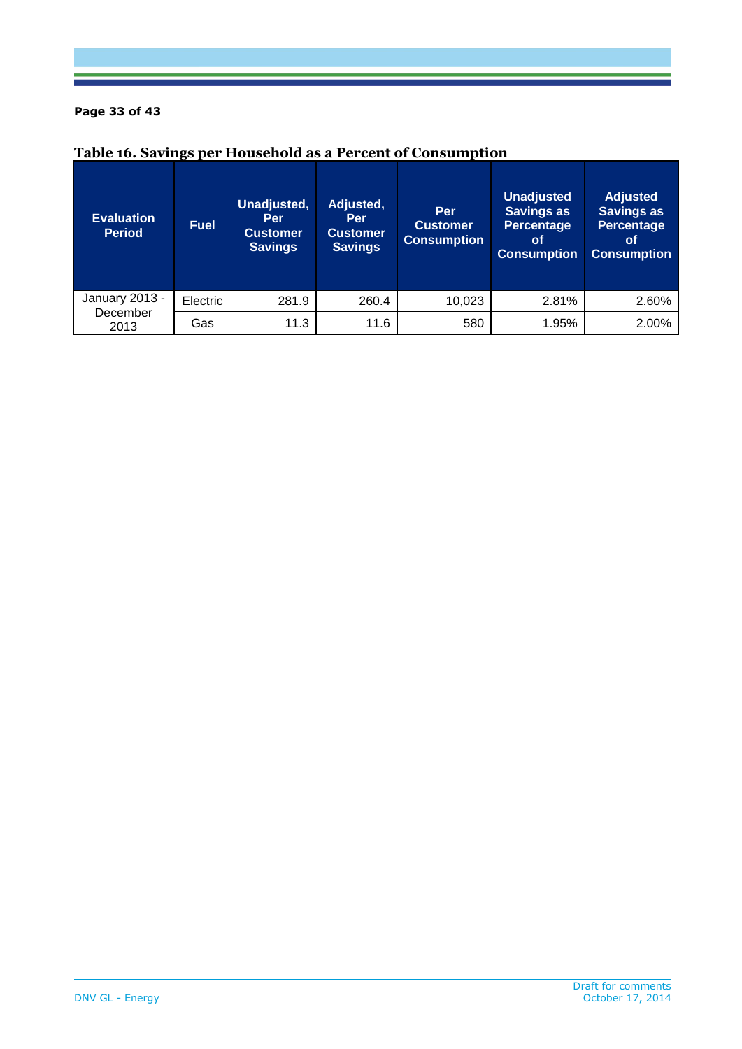**Table 16. Savings per Household as a Percent of Consumption**

| Evaluation Period | Fuel | Unadjusted, Per Customer Savings | Adjusted, Per Customer Savings | Per Customer Consumption | Unadjusted Savings as Percentage of Consumption | Adjusted Savings as Percentage of Consumption |
|---|---|---|---|---|---|---|
| January 2013 - December 2013 | Electric | 281.9 | 260.4 | 10,023 | 2.81% | 2.60% |
| | Gas | 11.3 | 11.6 | 580 | 1.95% | 2.00% |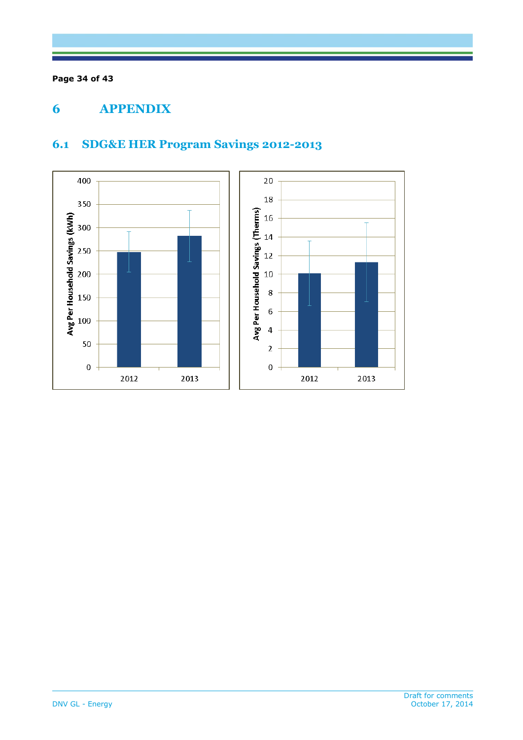# 6 APPENDIX

## 6.1 SDG&E HER Program Savings 2012-2013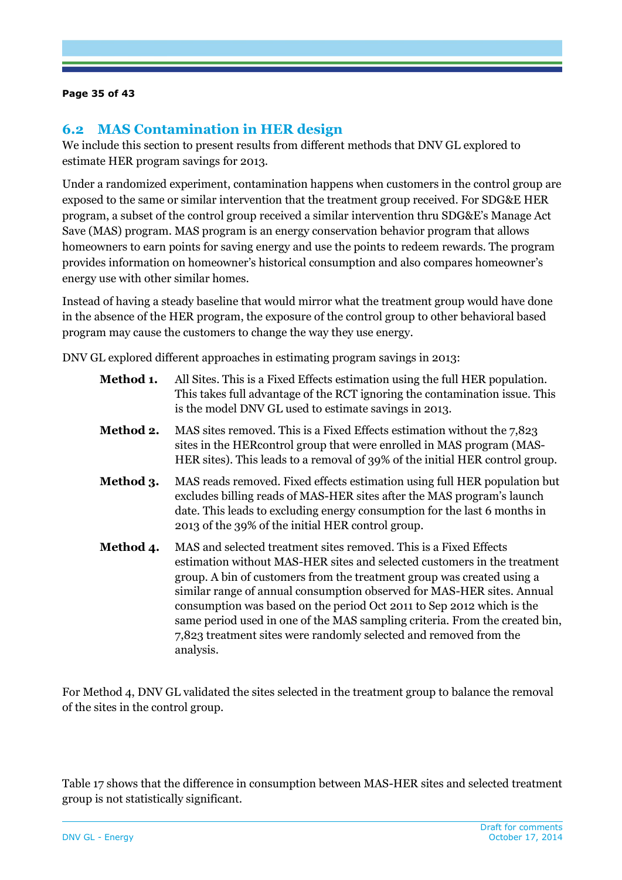## 6.2 MAS Contamination in HER design

We include this section to present results from different methods that DNV GL explored to estimate HER program savings for 2013.

Under a randomized experiment, contamination happens when customers in the control group are exposed to the same or similar intervention that the treatment group received. For SDG&E HER program, a subset of the control group received a similar intervention thru SDG&E's Manage Act Save (MAS) program. MAS program is an energy conservation behavior program that allows homeowners to earn points for saving energy and use the points to redeem rewards. The program provides information on homeowner's historical consumption and also compares homeowner's energy use with other similar homes.

Instead of having a steady baseline that would mirror what the treatment group would have done in the absence of the HER program, the exposure of the control group to other behavioral based program may cause the customers to change the way they use energy.

DNV GL explored different approaches in estimating program savings in 2013:

**Method 1.** All Sites. This is a Fixed Effects estimation using the full HER population. This takes full advantage of the RCT ignoring the contamination issue. This is the model DNV GL used to estimate savings in 2013.

**Method 2.** MAS sites removed. This is a Fixed Effects estimation without the 7,823 sites in the HERcontrol group that were enrolled in MAS program (MAS-HER sites). This leads to a removal of 39% of the initial HER control group.

**Method 3.** MAS reads removed. Fixed effects estimation using full HER population but excludes billing reads of MAS-HER sites after the MAS program's launch date. This leads to excluding energy consumption for the last 6 months in 2013 of the 39% of the initial HER control group.

**Method 4.** MAS and selected treatment sites removed. This is a Fixed Effects estimation without MAS-HER sites and selected customers in the treatment group. A bin of customers from the treatment group was created using a similar range of annual consumption observed for MAS-HER sites. Annual consumption was based on the period Oct 2011 to Sep 2012 which is the same period used in one of the MAS sampling criteria. From the created bin, 7,823 treatment sites were randomly selected and removed from the analysis.

For Method 4, DNV GL validated the sites selected in the treatment group to balance the removal of the sites in the control group.

Table 17 shows that the difference in consumption between MAS-HER sites and selected treatment group is not statistically significant.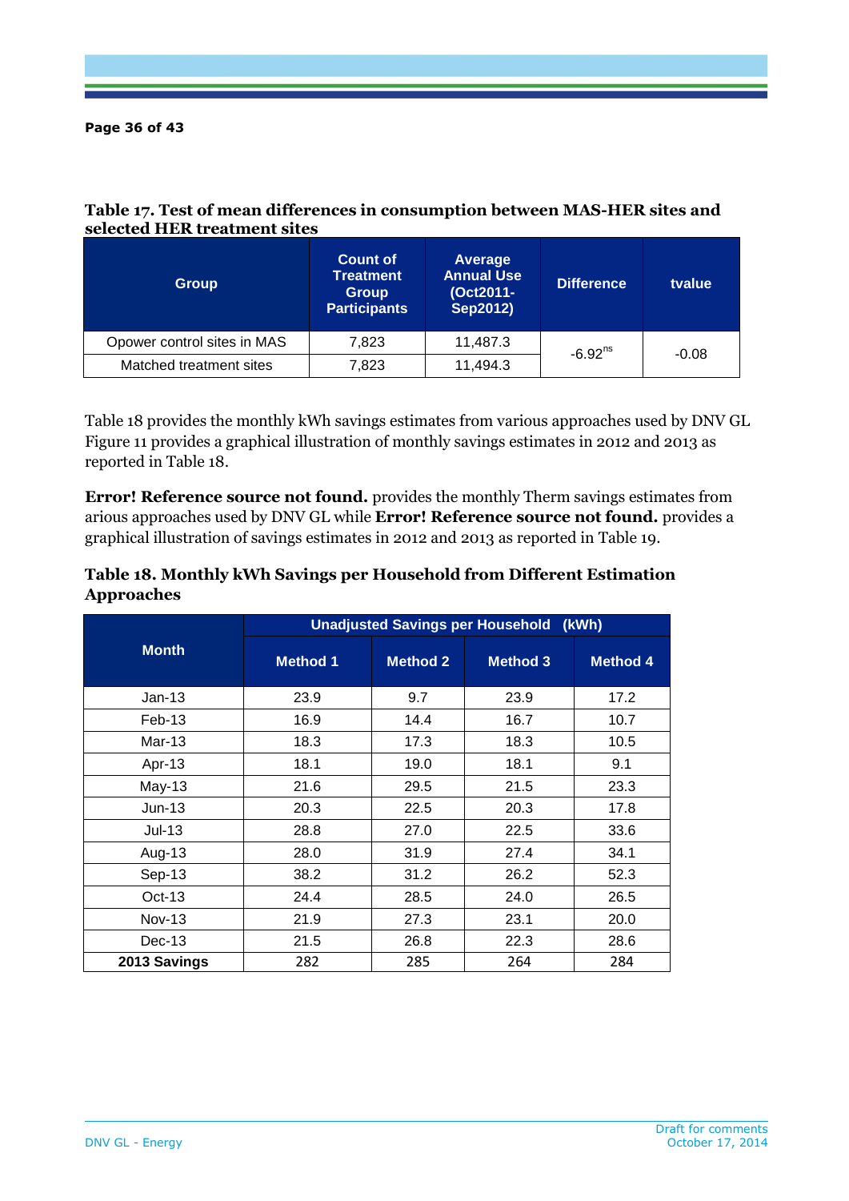**Table 17. Test of mean differences in consumption between MAS-HER sites and selected HER treatment sites**

| Group | Count of Treatment Group Participants | Average Annual Use (Oct2011-Sep2012) | Difference | tvalue |
|---|---|---|---|---|
| Opower control sites in MAS | 7,823 | 11,487.3 | -6.92[ns] | -0.08 |
| Matched treatment sites | 7,823 | 11,494.3 | | |

Table 18 provides the monthly kWh savings estimates from various approaches used by DNV GL Figure 11 provides a graphical illustration of monthly savings estimates in 2012 and 2013 as reported in Table 18.

**Error! Reference source not found.** provides the monthly Therm savings estimates from arious approaches used by DNV GL while **Error! Reference source not found.** provides a graphical illustration of savings estimates in 2012 and 2013 as reported in Table 19.

**Table 18. Monthly kWh Savings per Household from Different Estimation Approaches**

| Month | Unadjusted Savings per Household (kWh) | | | |
|---|---|---|---|---|
| | Method 1 | Method 2 | Method 3 | Method 4 |
| Jan-13 | 23.9 | 9.7 | 23.9 | 17.2 |
| Feb-13 | 16.9 | 14.4 | 16.7 | 10.7 |
| Mar-13 | 18.3 | 17.3 | 18.3 | 10.5 |
| Apr-13 | 18.1 | 19.0 | 18.1 | 9.1 |
| May-13 | 21.6 | 29.5 | 21.5 | 23.3 |
| Jun-13 | 20.3 | 22.5 | 20.3 | 17.8 |
| Jul-13 | 28.8 | 27.0 | 22.5 | 33.6 |
| Aug-13 | 28.0 | 31.9 | 27.4 | 34.1 |
| Sep-13 | 38.2 | 31.2 | 26.2 | 52.3 |
| Oct-13 | 24.4 | 28.5 | 24.0 | 26.5 |
| Nov-13 | 21.9 | 27.3 | 23.1 | 20.0 |
| Dec-13 | 21.5 | 26.8 | 22.3 | 28.6 |
| **2013 Savings** | 282 | 285 | 264 | 284 |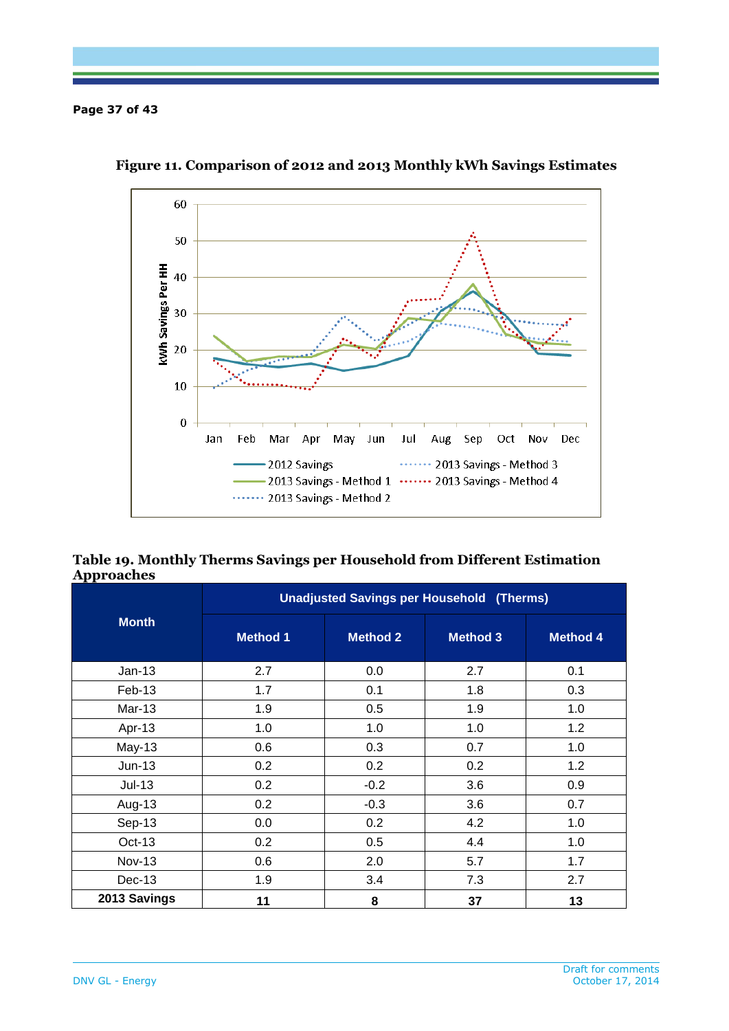**Figure 11. Comparison of 2012 and 2013 Monthly kWh Savings Estimates**

**Table 19. Monthly Therms Savings per Household from Different Estimation Approaches**

| Month | Unadjusted Savings per Household (Therms) | | | |
|---|---|---|---|---|
| | Method 1 | Method 2 | Method 3 | Method 4 |
| Jan-13 | 2.7 | 0.0 | 2.7 | 0.1 |
| Feb-13 | 1.7 | 0.1 | 1.8 | 0.3 |
| Mar-13 | 1.9 | 0.5 | 1.9 | 1.0 |
| Apr-13 | 1.0 | 1.0 | 1.0 | 1.2 |
| May-13 | 0.6 | 0.3 | 0.7 | 1.0 |
| Jun-13 | 0.2 | 0.2 | 0.2 | 1.2 |
| Jul-13 | 0.2 | -0.2 | 3.6 | 0.9 |
| Aug-13 | 0.2 | -0.3 | 3.6 | 0.7 |
| Sep-13 | 0.0 | 0.2 | 4.2 | 1.0 |
| Oct-13 | 0.2 | 0.5 | 4.4 | 1.0 |
| Nov-13 | 0.6 | 2.0 | 5.7 | 1.7 |
| Dec-13 | 1.9 | 3.4 | 7.3 | 2.7 |
| **2013 Savings** | **11** | **8** | **37** | **13** |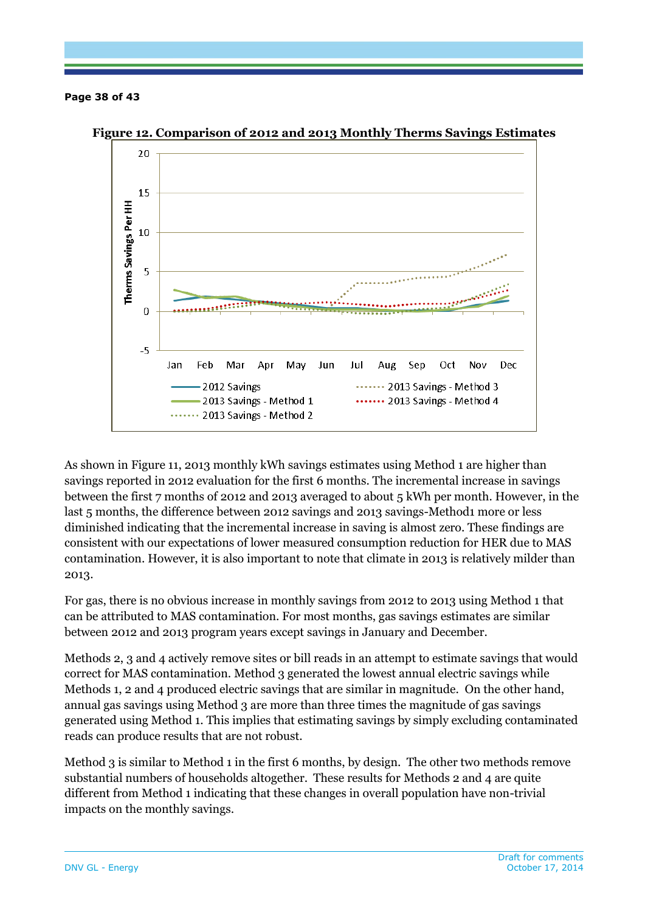**Figure 12. Comparison of 2012 and 2013 Monthly Therms Savings Estimates**

As shown in Figure 11, 2013 monthly kWh savings estimates using Method 1 are higher than savings reported in 2012 evaluation for the first 6 months. The incremental increase in savings between the first 7 months of 2012 and 2013 averaged to about 5 kWh per month. However, in the last 5 months, the difference between 2012 savings and 2013 savings-Method1 more or less diminished indicating that the incremental increase in saving is almost zero. These findings are consistent with our expectations of lower measured consumption reduction for HER due to MAS contamination. However, it is also important to note that climate in 2013 is relatively milder than 2013.

For gas, there is no obvious increase in monthly savings from 2012 to 2013 using Method 1 that can be attributed to MAS contamination. For most months, gas savings estimates are similar between 2012 and 2013 program years except savings in January and December.

Methods 2, 3 and 4 actively remove sites or bill reads in an attempt to estimate savings that would correct for MAS contamination. Method 3 generated the lowest annual electric savings while Methods 1, 2 and 4 produced electric savings that are similar in magnitude. On the other hand, annual gas savings using Method 3 are more than three times the magnitude of gas savings generated using Method 1. This implies that estimating savings by simply excluding contaminated reads can produce results that are not robust.

Method 3 is similar to Method 1 in the first 6 months, by design. The other two methods remove substantial numbers of households altogether. These results for Methods 2 and 4 are quite different from Method 1 indicating that these changes in overall population have non-trivial impacts on the monthly savings.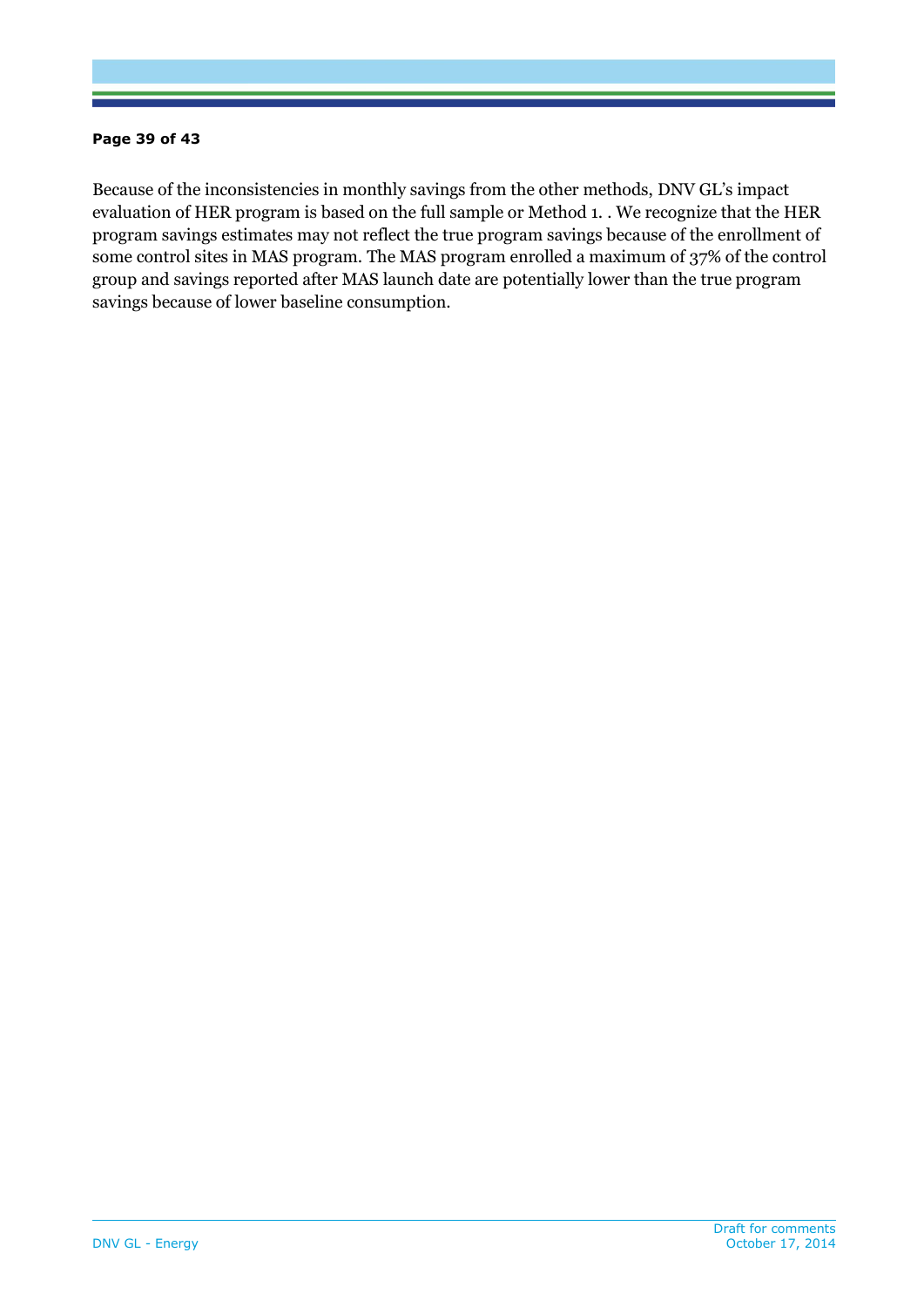Because of the inconsistencies in monthly savings from the other methods, DNV GL's impact evaluation of HER program is based on the full sample or Method 1. . We recognize that the HER program savings estimates may not reflect the true program savings because of the enrollment of some control sites in MAS program. The MAS program enrolled a maximum of 37% of the control group and savings reported after MAS launch date are potentially lower than the true program savings because of lower baseline consumption.